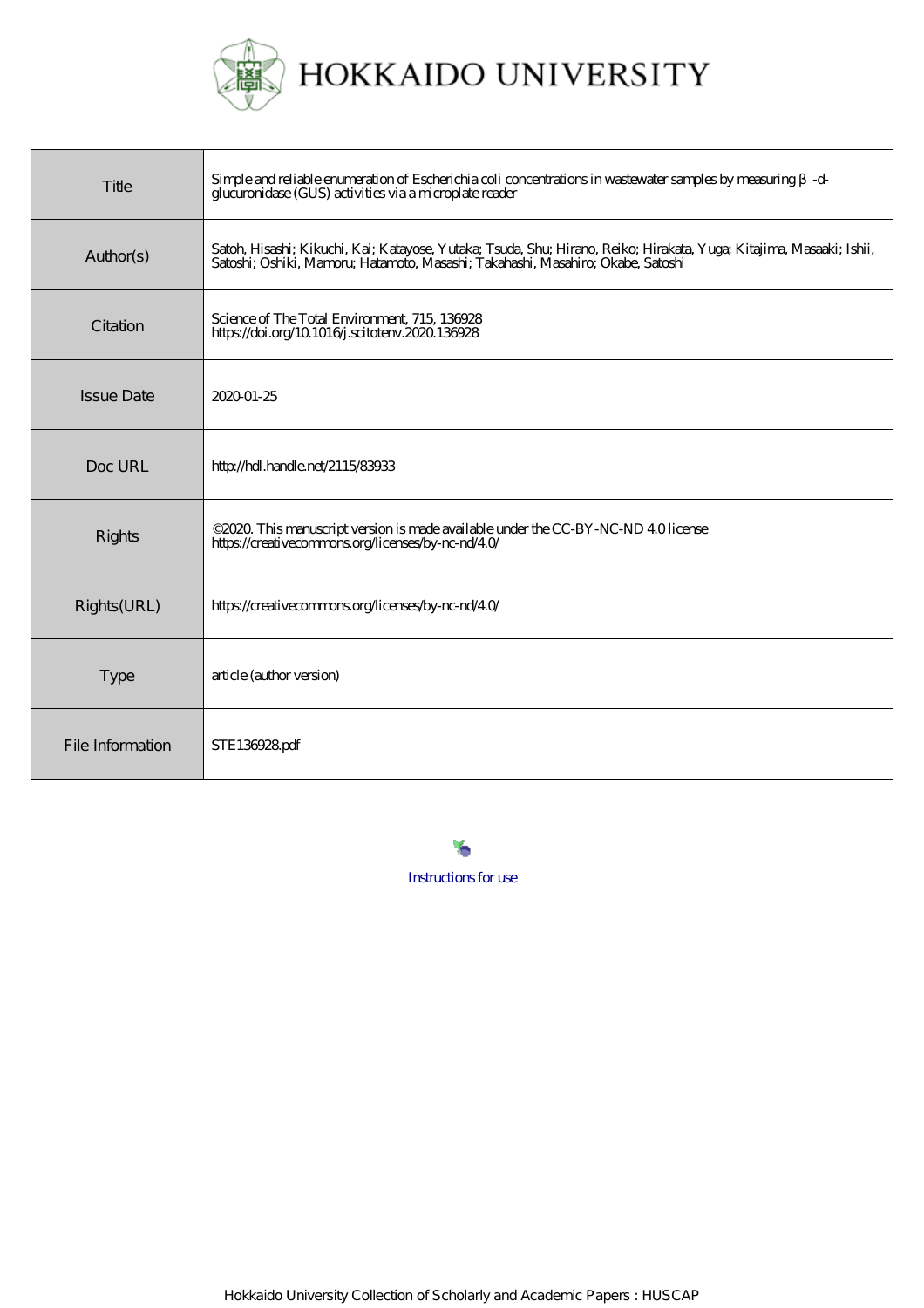# HOKKAIDO UNIVERSITY

| | |
|---|---|
| Title | Simple and reliable enumeration of Escherichia coli concentrations in wastewater samples by measuring β -d-glucuronidase (GUS) activities via a microplate reader |
| Author(s) | Satoh, Hisashi; Kikuchi, Kai; Katayose, Yutaka; Tsuda, Shu; Hirano, Reiko; Hirakata, Yuga; Kitajima, Masaaki; Ishii, Satoshi; Oshiki, Mamoru; Hatamoto, Masashi; Takahashi, Masahiro; Okabe, Satoshi |
| Citation | Science of The Total Environment, 715, 136928<br>https://doi.org/10.1016/j.scitotenv.2020.136928 |
| Issue Date | 2020-01-25 |
| Doc URL | http://hdl.handle.net/2115/83933 |
| Rights | ©2020. This manuscript version is made available under the CC-BY-NC-ND 4.0 license<br>https://creativecommons.org/licenses/by-nc-nd/4.0/ |
| Rights(URL) | https://creativecommons.org/licenses/by-nc-nd/4.0/ |
| Type | article (author version) |
| File Information | STE136928.pdf |

Instructions for use

Hokkaido University Collection of Scholarly and Academic Papers : HUSCAP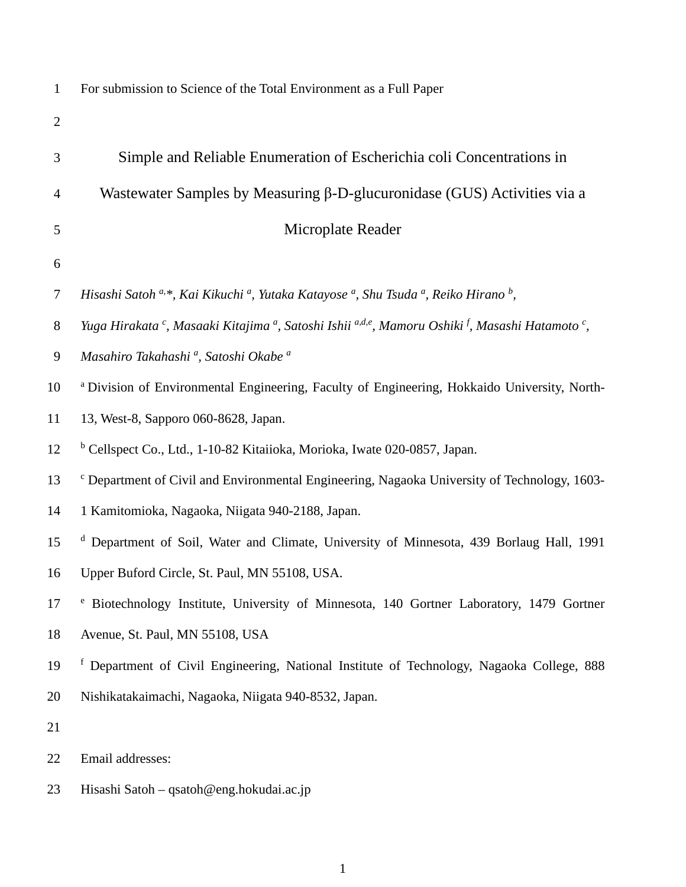For submission to Science of the Total Environment as a Full Paper

# Simple and Reliable Enumeration of Escherichia coli Concentrations in Wastewater Samples by Measuring β-D-glucuronidase (GUS) Activities via a Microplate Reader

*Hisashi Satoh [a,*], Kai Kikuchi [a], Yutaka Katayose [a], Shu Tsuda [a], Reiko Hirano [b], Yuga Hirakata [c], Masaaki Kitajima [a], Satoshi Ishii [a,d,e], Mamoru Oshiki [f], Masashi Hatamoto [c], Masahiro Takahashi [a], Satoshi Okabe [a]*

[a] Division of Environmental Engineering, Faculty of Engineering, Hokkaido University, North-13, West-8, Sapporo 060-8628, Japan.

[b] Cellspect Co., Ltd., 1-10-82 Kitaiioka, Morioka, Iwate 020-0857, Japan.

[c] Department of Civil and Environmental Engineering, Nagaoka University of Technology, 1603-1 Kamitomioka, Nagaoka, Niigata 940-2188, Japan.

[d] Department of Soil, Water and Climate, University of Minnesota, 439 Borlaug Hall, 1991 Upper Buford Circle, St. Paul, MN 55108, USA.

[e] Biotechnology Institute, University of Minnesota, 140 Gortner Laboratory, 1479 Gortner Avenue, St. Paul, MN 55108, USA

[f] Department of Civil Engineering, National Institute of Technology, Nagaoka College, 888 Nishikatakaimachi, Nagaoka, Niigata 940-8532, Japan.

Email addresses:

Hisashi Satoh – qsatoh@eng.hokudai.ac.jp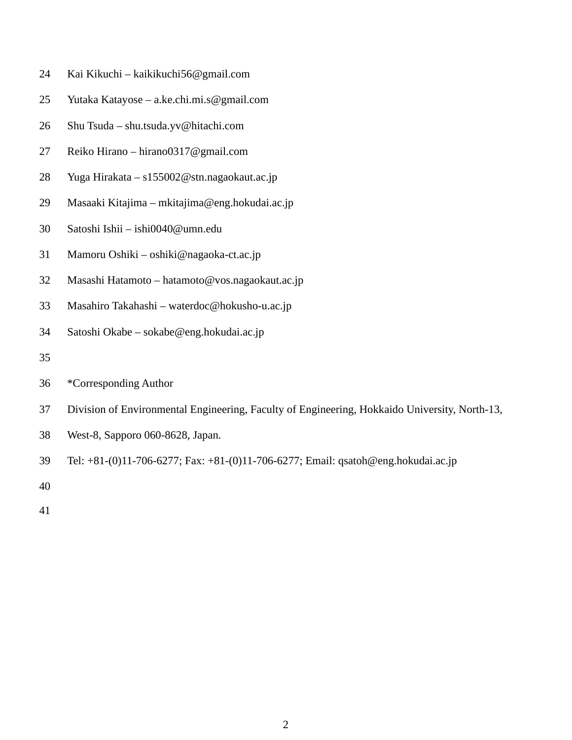Kai Kikuchi – kaikikuchi56@gmail.com

Yutaka Katayose – a.ke.chi.mi.s@gmail.com

Shu Tsuda – shu.tsuda.yv@hitachi.com

Reiko Hirano – hirano0317@gmail.com

Yuga Hirakata – s155002@stn.nagaokaut.ac.jp

Masaaki Kitajima – mkitajima@eng.hokudai.ac.jp

Satoshi Ishii – ishi0040@umn.edu

Mamoru Oshiki – oshiki@nagaoka-ct.ac.jp

Masashi Hatamoto – hatamoto@vos.nagaokaut.ac.jp

Masahiro Takahashi – waterdoc@hokusho-u.ac.jp

Satoshi Okabe – sokabe@eng.hokudai.ac.jp

*Corresponding Author

Division of Environmental Engineering, Faculty of Engineering, Hokkaido University, North-13, West-8, Sapporo 060-8628, Japan.

Tel: +81-(0)11-706-6277; Fax: +81-(0)11-706-6277; Email: qsatoh@eng.hokudai.ac.jp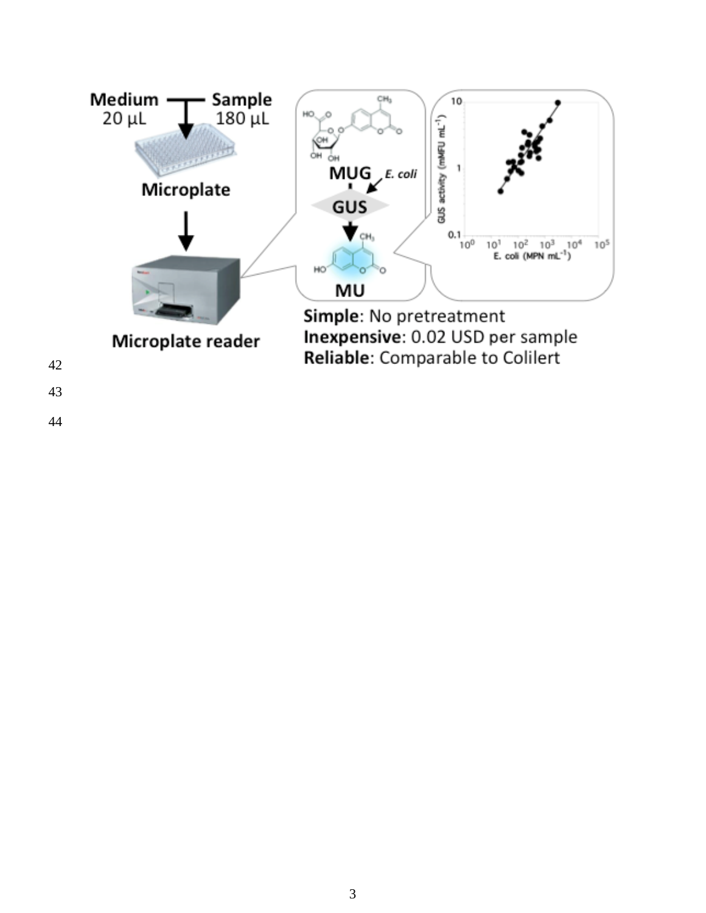Medium 20 μL — Sample 180 μL

Microplate

Microplate reader

MUG → GUS (*E. coli*) → MU

**Simple**: No pretreatment
**Inexpensive**: 0.02 USD per sample
**Reliable**: Comparable to Colilert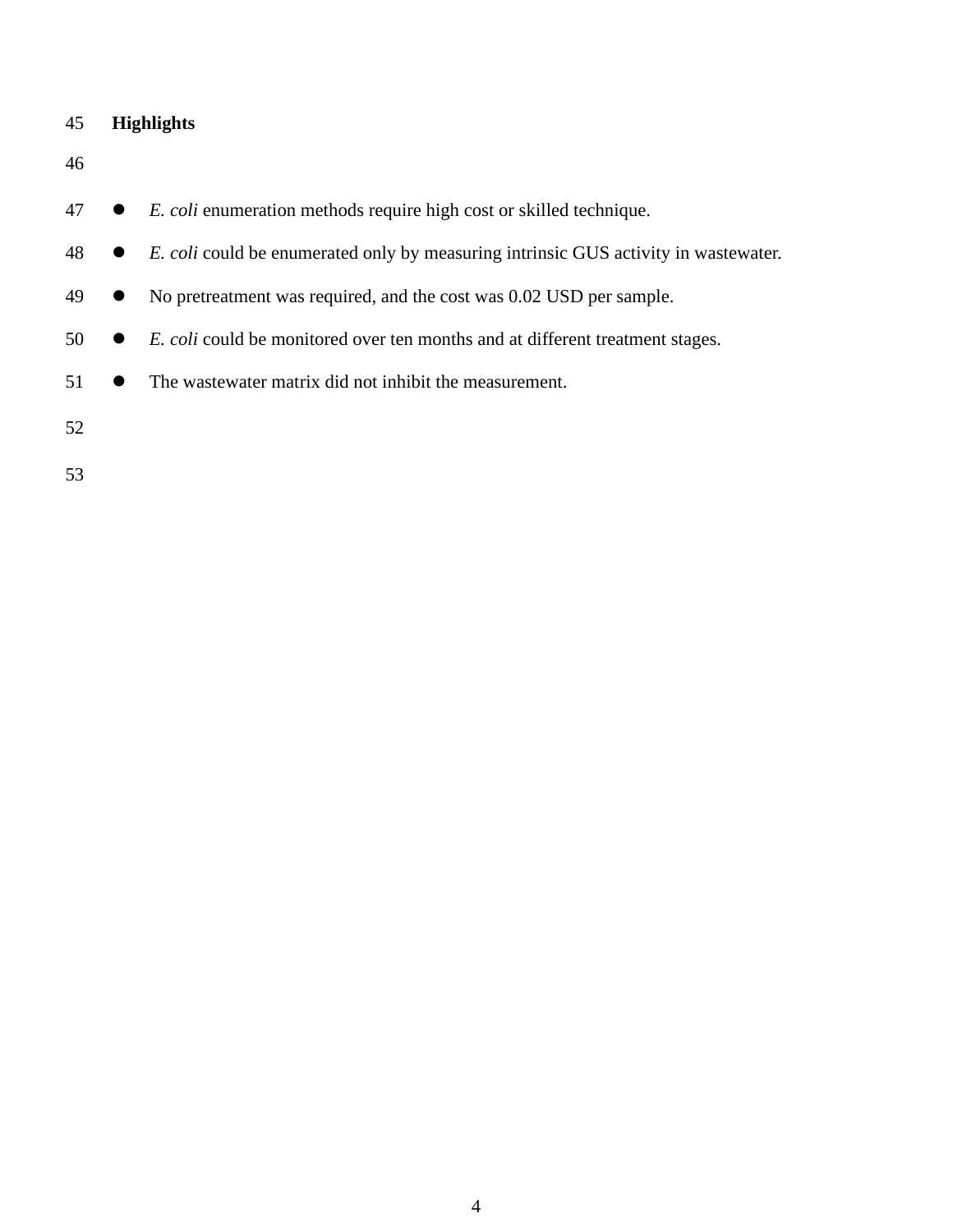**Highlights**

- *E. coli* enumeration methods require high cost or skilled technique.
- *E. coli* could be enumerated only by measuring intrinsic GUS activity in wastewater.
- No pretreatment was required, and the cost was 0.02 USD per sample.
- *E. coli* could be monitored over ten months and at different treatment stages.
- The wastewater matrix did not inhibit the measurement.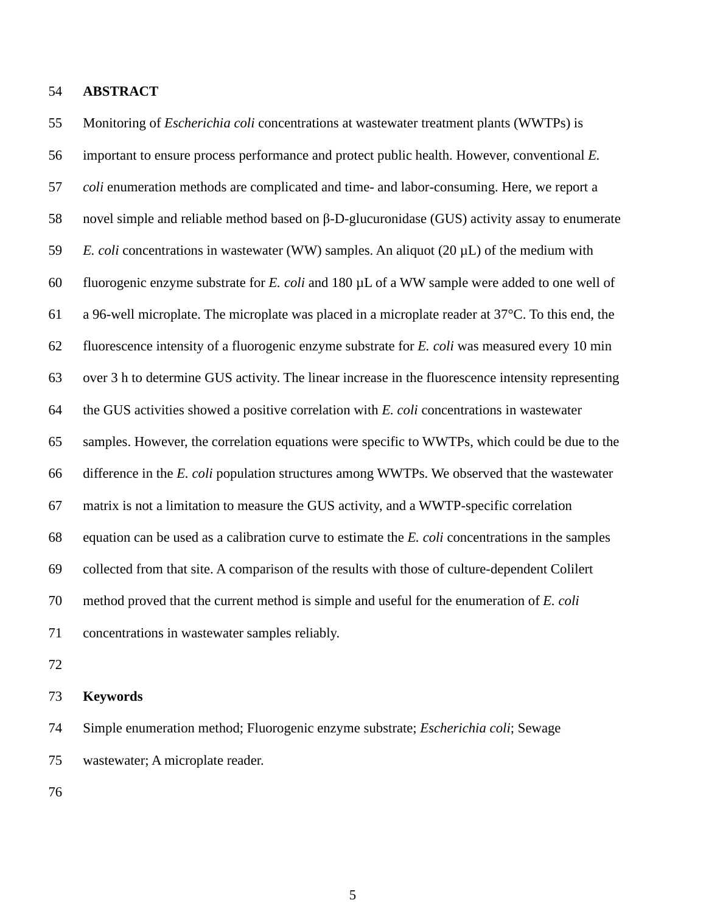## ABSTRACT

Monitoring of *Escherichia coli* concentrations at wastewater treatment plants (WWTPs) is important to ensure process performance and protect public health. However, conventional *E. coli* enumeration methods are complicated and time- and labor-consuming. Here, we report a novel simple and reliable method based on β-D-glucuronidase (GUS) activity assay to enumerate *E. coli* concentrations in wastewater (WW) samples. An aliquot (20 µL) of the medium with fluorogenic enzyme substrate for *E. coli* and 180 µL of a WW sample were added to one well of a 96-well microplate. The microplate was placed in a microplate reader at 37°C. To this end, the fluorescence intensity of a fluorogenic enzyme substrate for *E. coli* was measured every 10 min over 3 h to determine GUS activity. The linear increase in the fluorescence intensity representing the GUS activities showed a positive correlation with *E. coli* concentrations in wastewater samples. However, the correlation equations were specific to WWTPs, which could be due to the difference in the *E. coli* population structures among WWTPs. We observed that the wastewater matrix is not a limitation to measure the GUS activity, and a WWTP-specific correlation equation can be used as a calibration curve to estimate the *E. coli* concentrations in the samples collected from that site. A comparison of the results with those of culture-dependent Colilert method proved that the current method is simple and useful for the enumeration of *E. coli* concentrations in wastewater samples reliably.

### Keywords

Simple enumeration method; Fluorogenic enzyme substrate; *Escherichia coli*; Sewage wastewater; A microplate reader.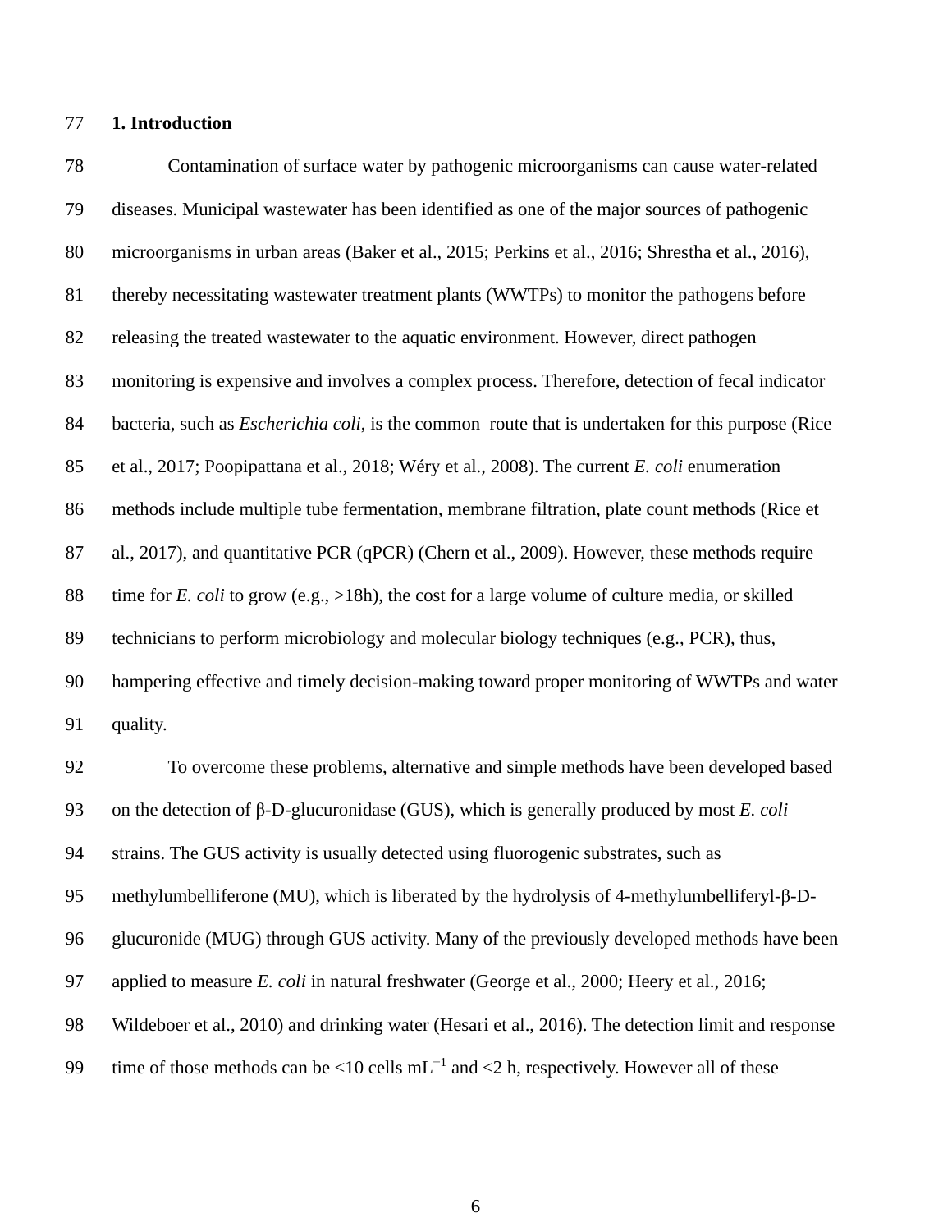## 1. Introduction

Contamination of surface water by pathogenic microorganisms can cause water-related diseases. Municipal wastewater has been identified as one of the major sources of pathogenic microorganisms in urban areas (Baker et al., 2015; Perkins et al., 2016; Shrestha et al., 2016), thereby necessitating wastewater treatment plants (WWTPs) to monitor the pathogens before releasing the treated wastewater to the aquatic environment. However, direct pathogen monitoring is expensive and involves a complex process. Therefore, detection of fecal indicator bacteria, such as *Escherichia coli*, is the common route that is undertaken for this purpose (Rice et al., 2017; Poopipattana et al., 2018; Wéry et al., 2008). The current *E. coli* enumeration methods include multiple tube fermentation, membrane filtration, plate count methods (Rice et al., 2017), and quantitative PCR (qPCR) (Chern et al., 2009). However, these methods require time for *E. coli* to grow (e.g., >18h), the cost for a large volume of culture media, or skilled technicians to perform microbiology and molecular biology techniques (e.g., PCR), thus, hampering effective and timely decision-making toward proper monitoring of WWTPs and water quality.

To overcome these problems, alternative and simple methods have been developed based on the detection of β-D-glucuronidase (GUS), which is generally produced by most *E. coli* strains. The GUS activity is usually detected using fluorogenic substrates, such as methylumbelliferone (MU), which is liberated by the hydrolysis of 4-methylumbelliferyl-β-D-glucuronide (MUG) through GUS activity. Many of the previously developed methods have been applied to measure *E. coli* in natural freshwater (George et al., 2000; Heery et al., 2016; Wildeboer et al., 2010) and drinking water (Hesari et al., 2016). The detection limit and response time of those methods can be <10 cells $mL^{-1}$ and <2 h, respectively. However all of these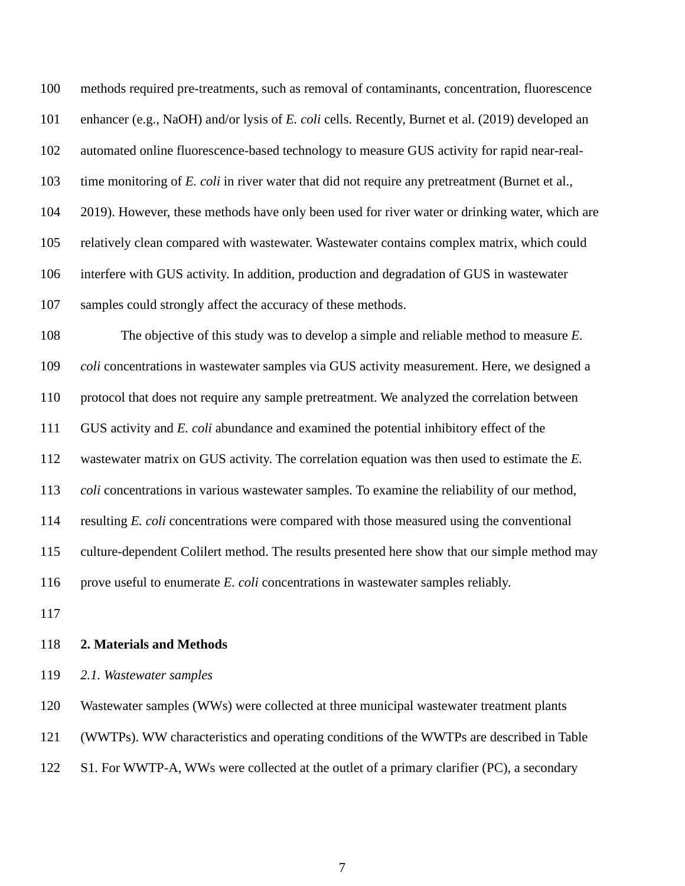methods required pre-treatments, such as removal of contaminants, concentration, fluorescence enhancer (e.g., NaOH) and/or lysis of *E. coli* cells. Recently, Burnet et al. (2019) developed an automated online fluorescence-based technology to measure GUS activity for rapid near-real-time monitoring of *E. coli* in river water that did not require any pretreatment (Burnet et al., 2019). However, these methods have only been used for river water or drinking water, which are relatively clean compared with wastewater. Wastewater contains complex matrix, which could interfere with GUS activity. In addition, production and degradation of GUS in wastewater samples could strongly affect the accuracy of these methods.

The objective of this study was to develop a simple and reliable method to measure *E. coli* concentrations in wastewater samples via GUS activity measurement. Here, we designed a protocol that does not require any sample pretreatment. We analyzed the correlation between GUS activity and *E. coli* abundance and examined the potential inhibitory effect of the wastewater matrix on GUS activity. The correlation equation was then used to estimate the *E. coli* concentrations in various wastewater samples. To examine the reliability of our method, resulting *E. coli* concentrations were compared with those measured using the conventional culture-dependent Colilert method. The results presented here show that our simple method may prove useful to enumerate *E. coli* concentrations in wastewater samples reliably.

## 2. Materials and Methods

### *2.1. Wastewater samples*

Wastewater samples (WWs) were collected at three municipal wastewater treatment plants (WWTPs). WW characteristics and operating conditions of the WWTPs are described in Table S1. For WWTP-A, WWs were collected at the outlet of a primary clarifier (PC), a secondary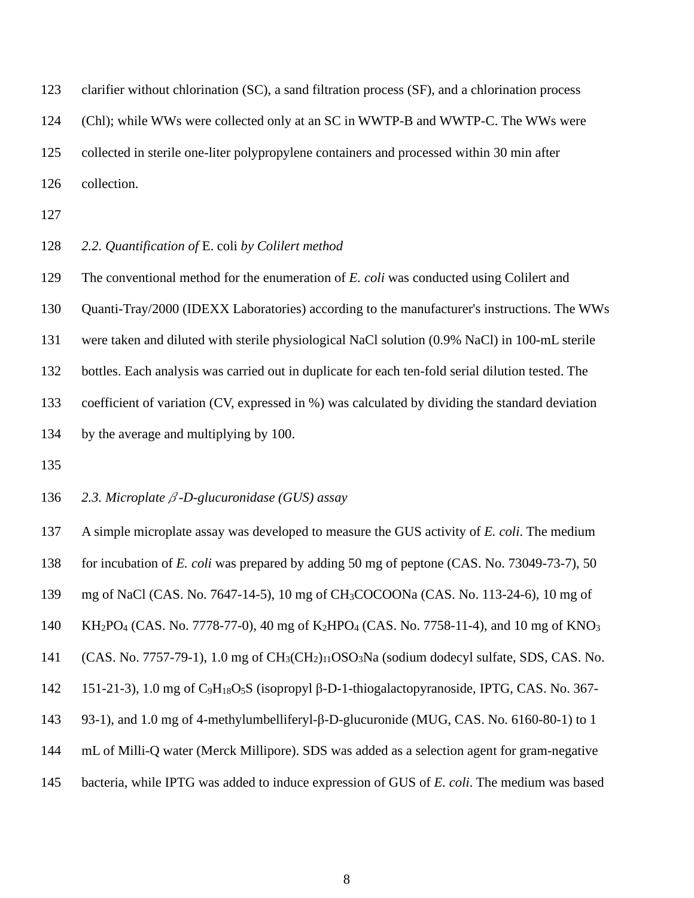clarifier without chlorination (SC), a sand filtration process (SF), and a chlorination process (Chl); while WWs were collected only at an SC in WWTP-B and WWTP-C. The WWs were collected in sterile one-liter polypropylene containers and processed within 30 min after collection.

### *2.2. Quantification of* E. coli *by Colilert method*

The conventional method for the enumeration of *E. coli* was conducted using Colilert and Quanti-Tray/2000 (IDEXX Laboratories) according to the manufacturer's instructions. The WWs were taken and diluted with sterile physiological NaCl solution (0.9% NaCl) in 100-mL sterile bottles. Each analysis was carried out in duplicate for each ten-fold serial dilution tested. The coefficient of variation (CV, expressed in %) was calculated by dividing the standard deviation by the average and multiplying by 100.

### *2.3. Microplate β-D-glucuronidase (GUS) assay*

A simple microplate assay was developed to measure the GUS activity of *E. coli*. The medium for incubation of *E. coli* was prepared by adding 50 mg of peptone (CAS. No. 73049-73-7), 50 mg of NaCl (CAS. No. 7647-14-5), 10 mg of $CH_3COCOONa$ (CAS. No. 113-24-6), 10 mg of $KH_2PO_4$ (CAS. No. 7778-77-0), 40 mg of $K_2HPO_4$ (CAS. No. 7758-11-4), and 10 mg of $KNO_3$ (CAS. No. 7757-79-1), 1.0 mg of $CH_3(CH_2)_{11}OSO_3Na$ (sodium dodecyl sulfate, SDS, CAS. No. 151-21-3), 1.0 mg of $C_9H_{18}O_5S$ (isopropyl β-D-1-thiogalactopyranoside, IPTG, CAS. No. 367-93-1), and 1.0 mg of 4-methylumbelliferyl-β-D-glucuronide (MUG, CAS. No. 6160-80-1) to 1 mL of Milli-Q water (Merck Millipore). SDS was added as a selection agent for gram-negative bacteria, while IPTG was added to induce expression of GUS of *E. coli*. The medium was based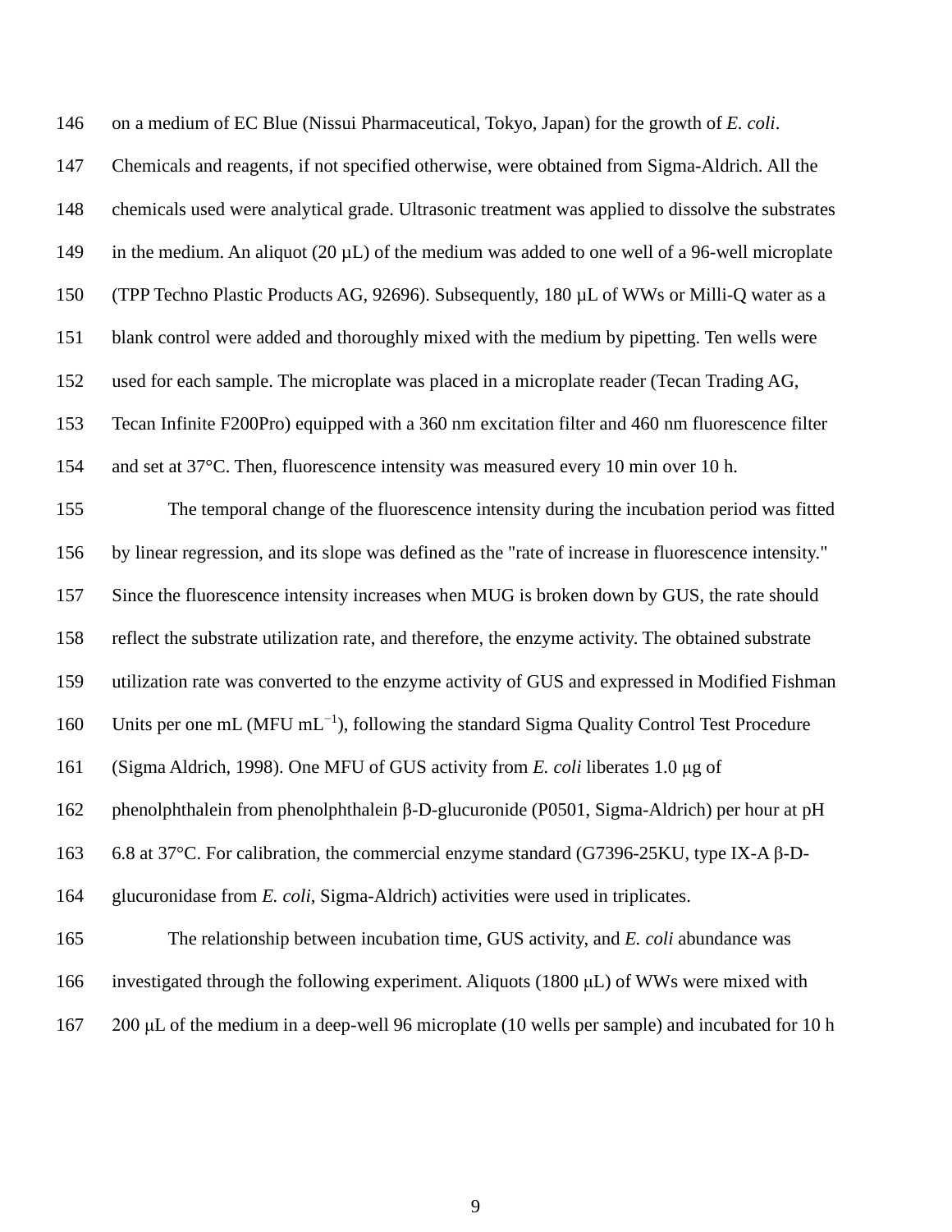on a medium of EC Blue (Nissui Pharmaceutical, Tokyo, Japan) for the growth of *E. coli*. Chemicals and reagents, if not specified otherwise, were obtained from Sigma-Aldrich. All the chemicals used were analytical grade. Ultrasonic treatment was applied to dissolve the substrates in the medium. An aliquot (20 µL) of the medium was added to one well of a 96-well microplate (TPP Techno Plastic Products AG, 92696). Subsequently, 180 µL of WWs or Milli-Q water as a blank control were added and thoroughly mixed with the medium by pipetting. Ten wells were used for each sample. The microplate was placed in a microplate reader (Tecan Trading AG, Tecan Infinite F200Pro) equipped with a 360 nm excitation filter and 460 nm fluorescence filter and set at 37°C. Then, fluorescence intensity was measured every 10 min over 10 h.

The temporal change of the fluorescence intensity during the incubation period was fitted by linear regression, and its slope was defined as the "rate of increase in fluorescence intensity." Since the fluorescence intensity increases when MUG is broken down by GUS, the rate should reflect the substrate utilization rate, and therefore, the enzyme activity. The obtained substrate utilization rate was converted to the enzyme activity of GUS and expressed in Modified Fishman Units per one mL (MFU $mL^{-1}$), following the standard Sigma Quality Control Test Procedure (Sigma Aldrich, 1998). One MFU of GUS activity from *E. coli* liberates 1.0 μg of phenolphthalein from phenolphthalein β-D-glucuronide (P0501, Sigma-Aldrich) per hour at pH 6.8 at 37°C. For calibration, the commercial enzyme standard (G7396-25KU, type IX-A β-D-glucuronidase from *E. coli*, Sigma-Aldrich) activities were used in triplicates.

The relationship between incubation time, GUS activity, and *E. coli* abundance was investigated through the following experiment. Aliquots (1800 μL) of WWs were mixed with 200 μL of the medium in a deep-well 96 microplate (10 wells per sample) and incubated for 10 h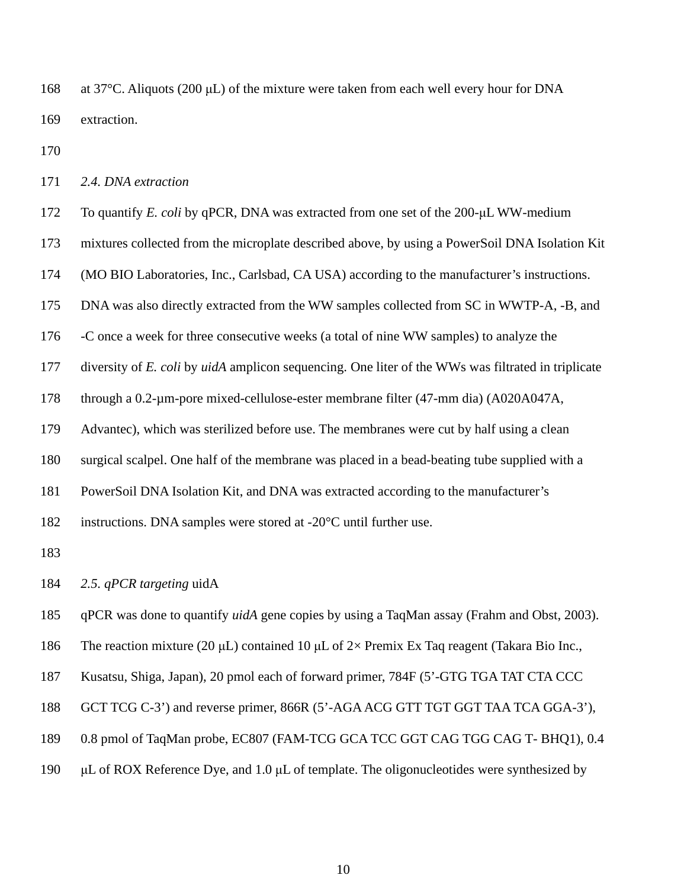at 37°C. Aliquots (200 μL) of the mixture were taken from each well every hour for DNA extraction.

### *2.4. DNA extraction*

To quantify *E. coli* by qPCR, DNA was extracted from one set of the 200-μL WW-medium mixtures collected from the microplate described above, by using a PowerSoil DNA Isolation Kit (MO BIO Laboratories, Inc., Carlsbad, CA USA) according to the manufacturer's instructions. DNA was also directly extracted from the WW samples collected from SC in WWTP-A, -B, and -C once a week for three consecutive weeks (a total of nine WW samples) to analyze the diversity of *E. coli* by *uidA* amplicon sequencing. One liter of the WWs was filtrated in triplicate through a 0.2-μm-pore mixed-cellulose-ester membrane filter (47-mm dia) (A020A047A, Advantec), which was sterilized before use. The membranes were cut by half using a clean surgical scalpel. One half of the membrane was placed in a bead-beating tube supplied with a PowerSoil DNA Isolation Kit, and DNA was extracted according to the manufacturer's instructions. DNA samples were stored at -20°C until further use.

### *2.5. qPCR targeting* uidA

qPCR was done to quantify *uidA* gene copies by using a TaqMan assay (Frahm and Obst, 2003). The reaction mixture (20 μL) contained 10 μL of 2× Premix Ex Taq reagent (Takara Bio Inc., Kusatsu, Shiga, Japan), 20 pmol each of forward primer, 784F (5'-GTG TGA TAT CTA CCC GCT TCG C-3') and reverse primer, 866R (5'-AGA ACG GTT TGT GGT TAA TCA GGA-3'), 0.8 pmol of TaqMan probe, EC807 (FAM-TCG GCA TCC GGT CAG TGG CAG T- BHQ1), 0.4 μL of ROX Reference Dye, and 1.0 μL of template. The oligonucleotides were synthesized by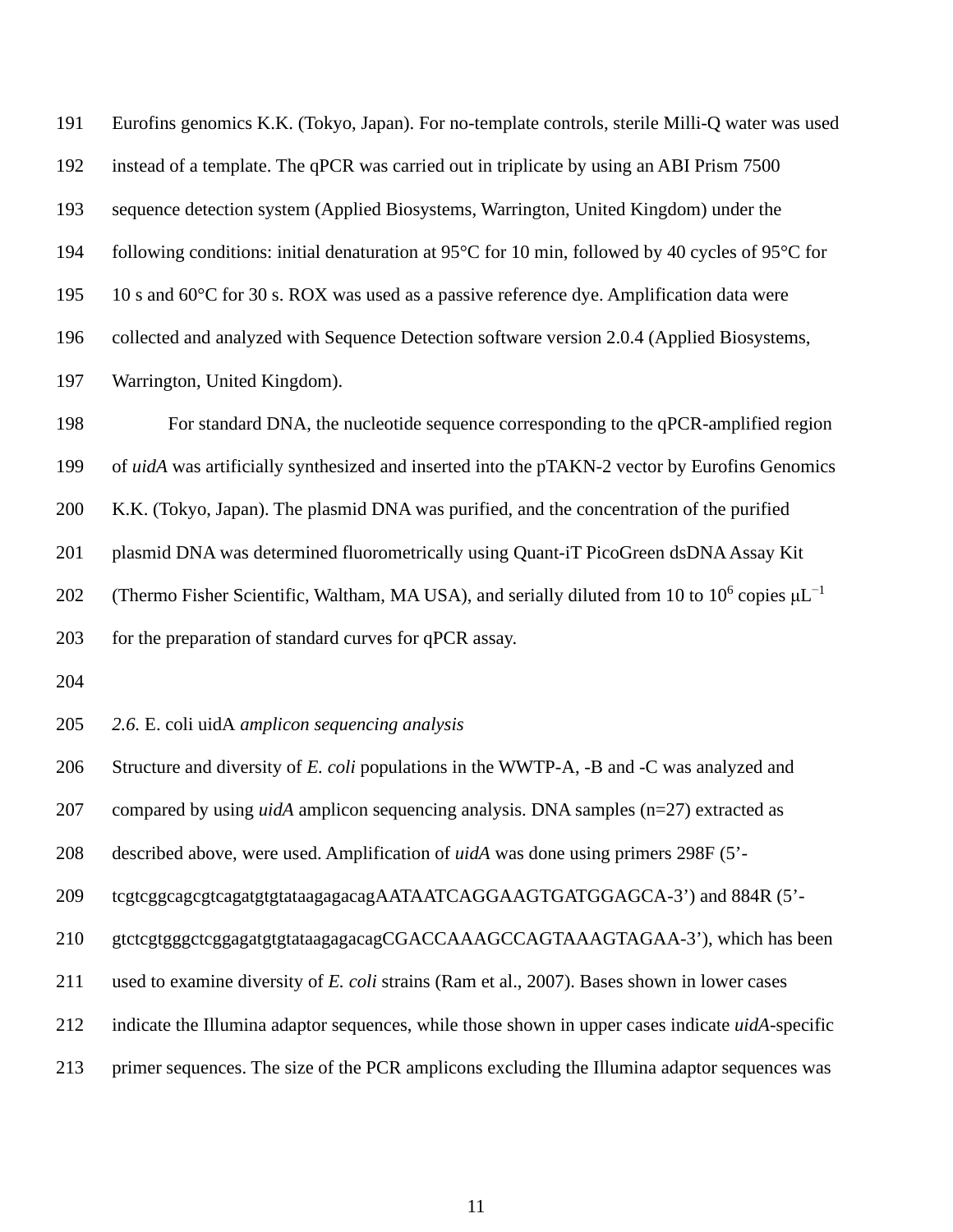Eurofins genomics K.K. (Tokyo, Japan). For no-template controls, sterile Milli-Q water was used instead of a template. The qPCR was carried out in triplicate by using an ABI Prism 7500 sequence detection system (Applied Biosystems, Warrington, United Kingdom) under the following conditions: initial denaturation at 95°C for 10 min, followed by 40 cycles of 95°C for 10 s and 60°C for 30 s. ROX was used as a passive reference dye. Amplification data were collected and analyzed with Sequence Detection software version 2.0.4 (Applied Biosystems, Warrington, United Kingdom).

For standard DNA, the nucleotide sequence corresponding to the qPCR-amplified region of *uidA* was artificially synthesized and inserted into the pTAKN-2 vector by Eurofins Genomics K.K. (Tokyo, Japan). The plasmid DNA was purified, and the concentration of the purified plasmid DNA was determined fluorometrically using Quant-iT PicoGreen dsDNA Assay Kit (Thermo Fisher Scientific, Waltham, MA USA), and serially diluted from 10 to $10^6$ copies $\mu L^{-1}$ for the preparation of standard curves for qPCR assay.

### *2.6.* E. coli uidA *amplicon sequencing analysis*

Structure and diversity of *E. coli* populations in the WWTP-A, -B and -C was analyzed and compared by using *uidA* amplicon sequencing analysis. DNA samples (n=27) extracted as described above, were used. Amplification of *uidA* was done using primers 298F (5'-tcgtcggcagcgtcagatgtgtataagagacagAATAATCAGGAAGTGATGGAGCA-3') and 884R (5'-gtctcgtgggctcggagatgtgtataagagacagCGACCAAAGCCAGTAAAGTAGAA-3'), which has been used to examine diversity of *E. coli* strains (Ram et al., 2007). Bases shown in lower cases indicate the Illumina adaptor sequences, while those shown in upper cases indicate *uidA*-specific primer sequences. The size of the PCR amplicons excluding the Illumina adaptor sequences was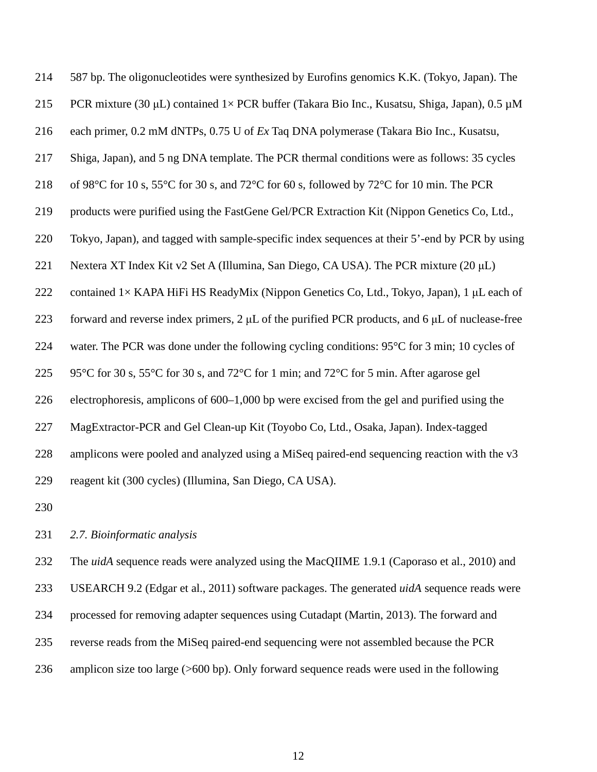587 bp. The oligonucleotides were synthesized by Eurofins genomics K.K. (Tokyo, Japan). The PCR mixture (30 μL) contained 1× PCR buffer (Takara Bio Inc., Kusatsu, Shiga, Japan), 0.5 μM each primer, 0.2 mM dNTPs, 0.75 U of *Ex* Taq DNA polymerase (Takara Bio Inc., Kusatsu, Shiga, Japan), and 5 ng DNA template. The PCR thermal conditions were as follows: 35 cycles of 98°C for 10 s, 55°C for 30 s, and 72°C for 60 s, followed by 72°C for 10 min. The PCR products were purified using the FastGene Gel/PCR Extraction Kit (Nippon Genetics Co, Ltd., Tokyo, Japan), and tagged with sample-specific index sequences at their 5'-end by PCR by using Nextera XT Index Kit v2 Set A (Illumina, San Diego, CA USA). The PCR mixture (20 μL) contained 1× KAPA HiFi HS ReadyMix (Nippon Genetics Co, Ltd., Tokyo, Japan), 1 μL each of forward and reverse index primers, 2 μL of the purified PCR products, and 6 μL of nuclease-free water. The PCR was done under the following cycling conditions: 95°C for 3 min; 10 cycles of 95°C for 30 s, 55°C for 30 s, and 72°C for 1 min; and 72°C for 5 min. After agarose gel electrophoresis, amplicons of 600–1,000 bp were excised from the gel and purified using the MagExtractor-PCR and Gel Clean-up Kit (Toyobo Co, Ltd., Osaka, Japan). Index-tagged amplicons were pooled and analyzed using a MiSeq paired-end sequencing reaction with the v3 reagent kit (300 cycles) (Illumina, San Diego, CA USA).

*2.7. Bioinformatic analysis*

The *uidA* sequence reads were analyzed using the MacQIIME 1.9.1 (Caporaso et al., 2010) and USEARCH 9.2 (Edgar et al., 2011) software packages. The generated *uidA* sequence reads were processed for removing adapter sequences using Cutadapt (Martin, 2013). The forward and reverse reads from the MiSeq paired-end sequencing were not assembled because the PCR amplicon size too large (>600 bp). Only forward sequence reads were used in the following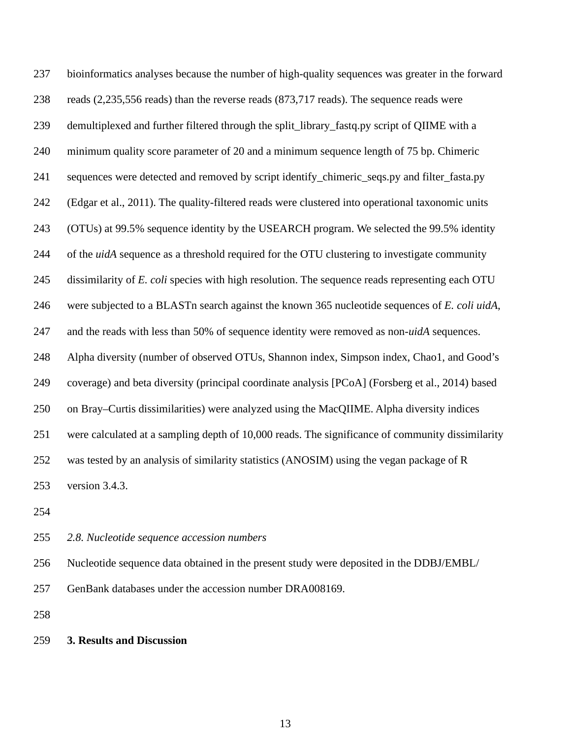bioinformatics analyses because the number of high-quality sequences was greater in the forward reads (2,235,556 reads) than the reverse reads (873,717 reads). The sequence reads were demultiplexed and further filtered through the split_library_fastq.py script of QIIME with a minimum quality score parameter of 20 and a minimum sequence length of 75 bp. Chimeric sequences were detected and removed by script identify_chimeric_seqs.py and filter_fasta.py (Edgar et al., 2011). The quality-filtered reads were clustered into operational taxonomic units (OTUs) at 99.5% sequence identity by the USEARCH program. We selected the 99.5% identity of the *uidA* sequence as a threshold required for the OTU clustering to investigate community dissimilarity of *E. coli* species with high resolution. The sequence reads representing each OTU were subjected to a BLASTn search against the known 365 nucleotide sequences of *E. coli uidA*, and the reads with less than 50% of sequence identity were removed as non-*uidA* sequences. Alpha diversity (number of observed OTUs, Shannon index, Simpson index, Chao1, and Good's coverage) and beta diversity (principal coordinate analysis [PCoA] (Forsberg et al., 2014) based on Bray–Curtis dissimilarities) were analyzed using the MacQIIME. Alpha diversity indices were calculated at a sampling depth of 10,000 reads. The significance of community dissimilarity was tested by an analysis of similarity statistics (ANOSIM) using the vegan package of R version 3.4.3.

### *2.8. Nucleotide sequence accession numbers*

Nucleotide sequence data obtained in the present study were deposited in the DDBJ/EMBL/GenBank databases under the accession number DRA008169.

## 3. Results and Discussion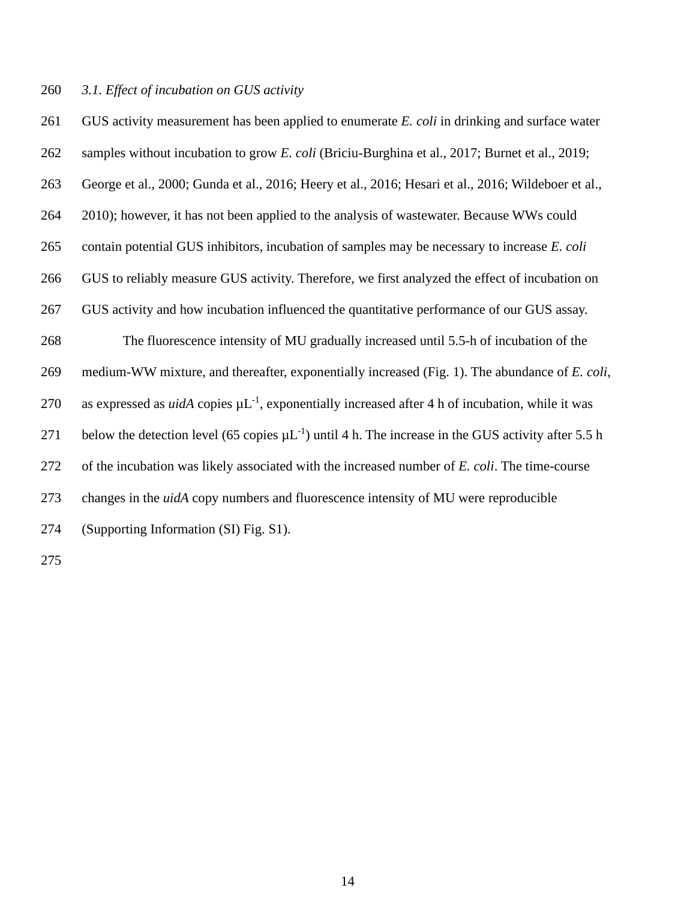### *3.1. Effect of incubation on GUS activity*

GUS activity measurement has been applied to enumerate *E. coli* in drinking and surface water samples without incubation to grow *E. coli* (Briciu-Burghina et al., 2017; Burnet et al., 2019; George et al., 2000; Gunda et al., 2016; Heery et al., 2016; Hesari et al., 2016; Wildeboer et al., 2010); however, it has not been applied to the analysis of wastewater. Because WWs could contain potential GUS inhibitors, incubation of samples may be necessary to increase *E. coli* GUS to reliably measure GUS activity. Therefore, we first analyzed the effect of incubation on GUS activity and how incubation influenced the quantitative performance of our GUS assay.

The fluorescence intensity of MU gradually increased until 5.5-h of incubation of the medium-WW mixture, and thereafter, exponentially increased (Fig. 1). The abundance of *E. coli*, as expressed as *uidA* copies $\mu L^{-1}$, exponentially increased after 4 h of incubation, while it was below the detection level (65 copies $\mu L^{-1}$) until 4 h. The increase in the GUS activity after 5.5 h of the incubation was likely associated with the increased number of *E. coli*. The time-course changes in the *uidA* copy numbers and fluorescence intensity of MU were reproducible (Supporting Information (SI) Fig. S1).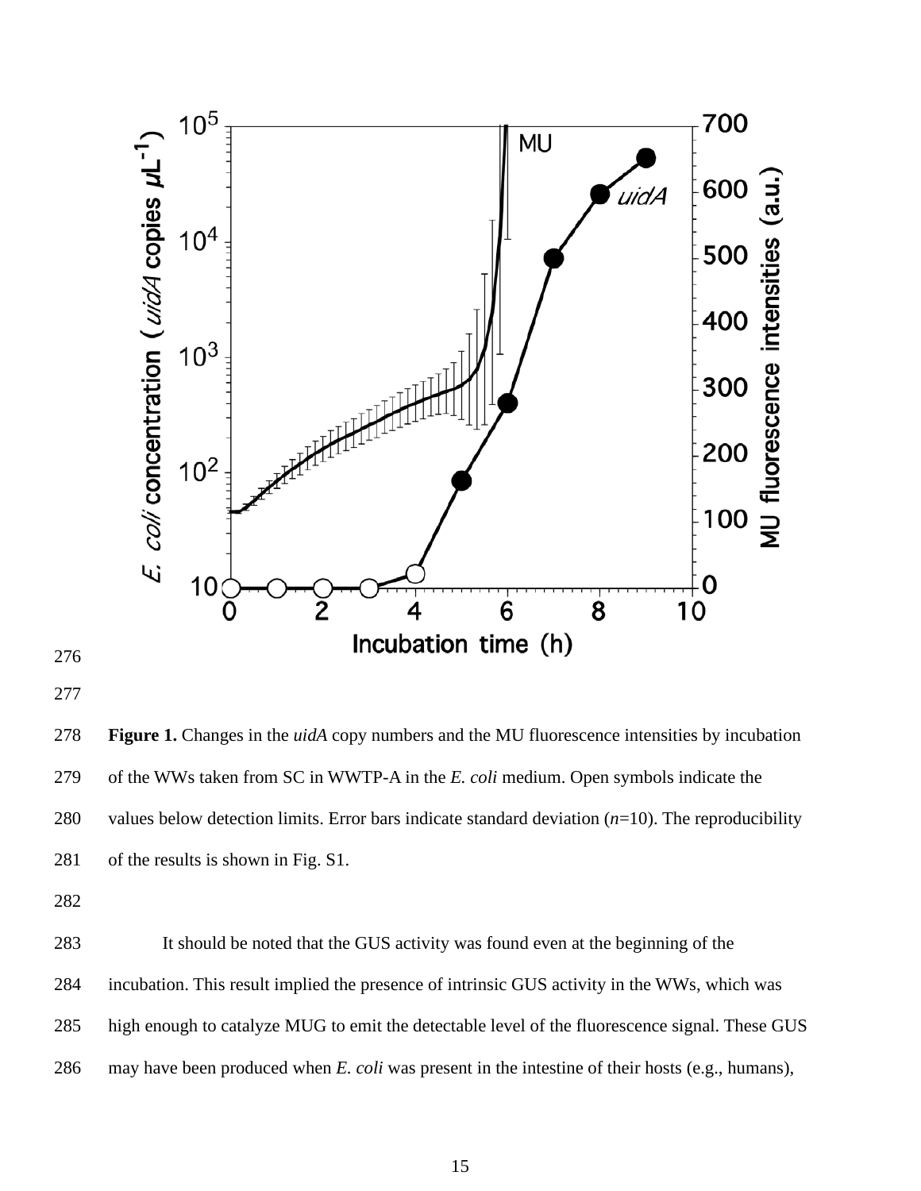**Figure 1.** Changes in the *uidA* copy numbers and the MU fluorescence intensities by incubation of the WWs taken from SC in WWTP-A in the *E. coli* medium. Open symbols indicate the values below detection limits. Error bars indicate standard deviation ($n$=10). The reproducibility of the results is shown in Fig. S1.

It should be noted that the GUS activity was found even at the beginning of the incubation. This result implied the presence of intrinsic GUS activity in the WWs, which was high enough to catalyze MUG to emit the detectable level of the fluorescence signal. These GUS may have been produced when *E. coli* was present in the intestine of their hosts (e.g., humans),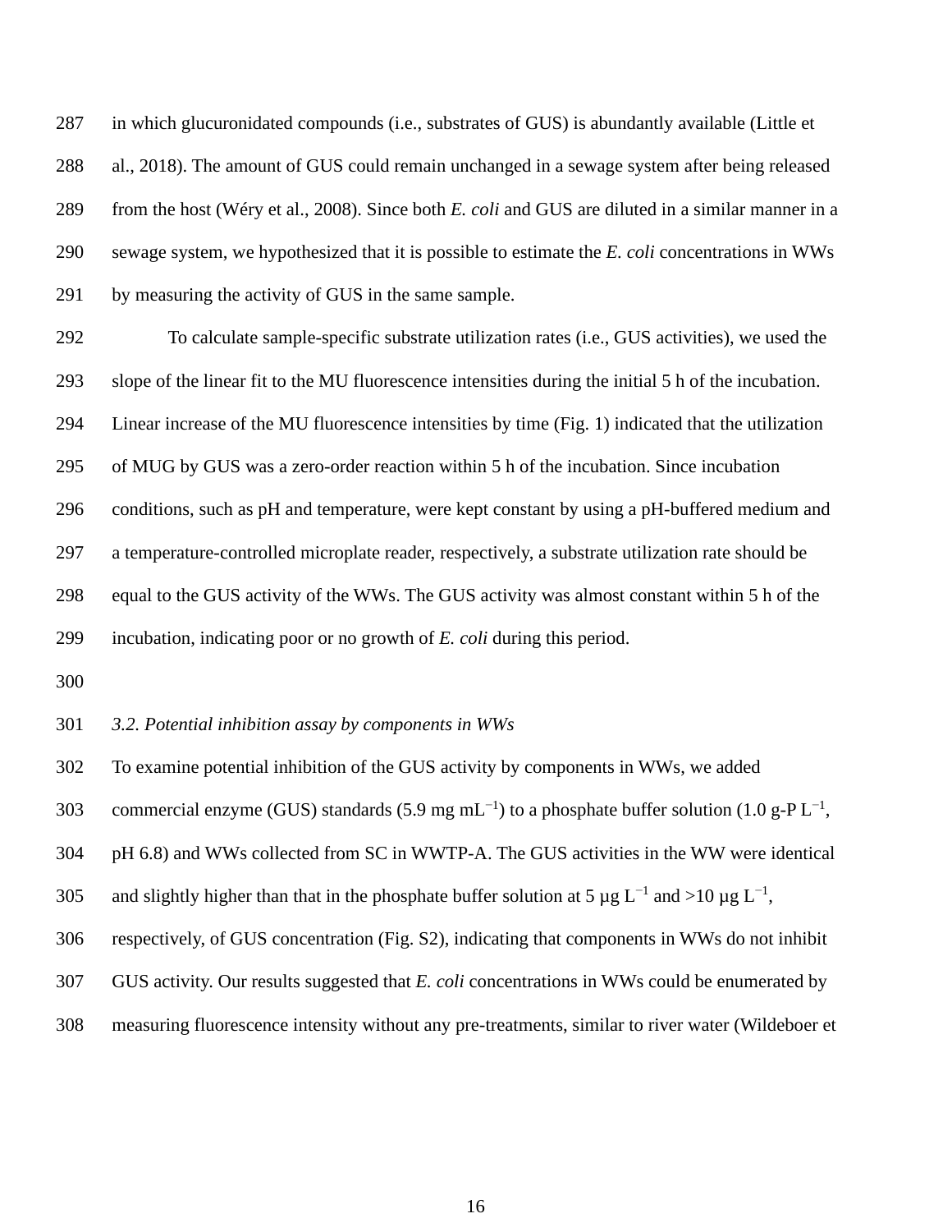in which glucuronidated compounds (i.e., substrates of GUS) is abundantly available (Little et al., 2018). The amount of GUS could remain unchanged in a sewage system after being released from the host (Wéry et al., 2008). Since both *E. coli* and GUS are diluted in a similar manner in a sewage system, we hypothesized that it is possible to estimate the *E. coli* concentrations in WWs by measuring the activity of GUS in the same sample.

To calculate sample-specific substrate utilization rates (i.e., GUS activities), we used the slope of the linear fit to the MU fluorescence intensities during the initial 5 h of the incubation. Linear increase of the MU fluorescence intensities by time (Fig. 1) indicated that the utilization of MUG by GUS was a zero-order reaction within 5 h of the incubation. Since incubation conditions, such as pH and temperature, were kept constant by using a pH-buffered medium and a temperature-controlled microplate reader, respectively, a substrate utilization rate should be equal to the GUS activity of the WWs. The GUS activity was almost constant within 5 h of the incubation, indicating poor or no growth of *E. coli* during this period.

*3.2. Potential inhibition assay by components in WWs*

To examine potential inhibition of the GUS activity by components in WWs, we added commercial enzyme (GUS) standards (5.9 mg $mL^{-1}$) to a phosphate buffer solution (1.0 g-P $L^{-1}$, pH 6.8) and WWs collected from SC in WWTP-A. The GUS activities in the WW were identical and slightly higher than that in the phosphate buffer solution at 5 μg $L^{-1}$ and >10 μg $L^{-1}$, respectively, of GUS concentration (Fig. S2), indicating that components in WWs do not inhibit GUS activity. Our results suggested that *E. coli* concentrations in WWs could be enumerated by measuring fluorescence intensity without any pre-treatments, similar to river water (Wildeboer et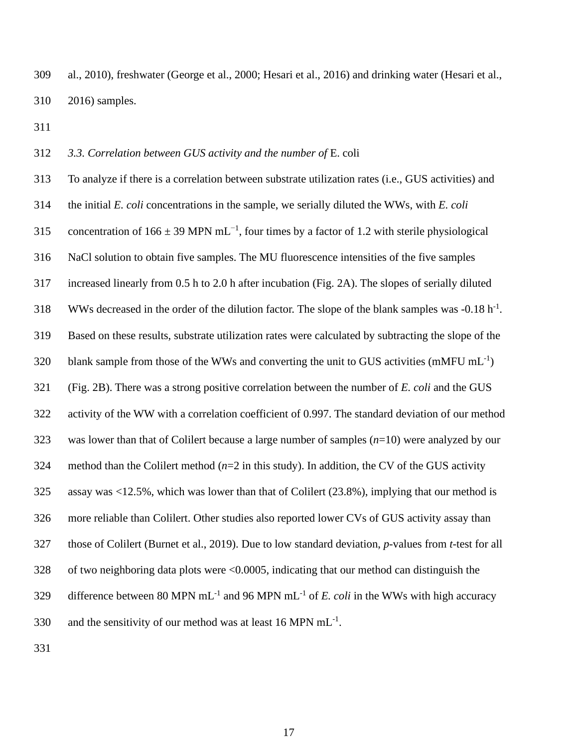al., 2010), freshwater (George et al., 2000; Hesari et al., 2016) and drinking water (Hesari et al., 2016) samples.

### *3.3. Correlation between GUS activity and the number of* E. coli

To analyze if there is a correlation between substrate utilization rates (i.e., GUS activities) and the initial *E. coli* concentrations in the sample, we serially diluted the WWs, with *E. coli* concentration of 166 ± 39 MPN $mL^{-1}$, four times by a factor of 1.2 with sterile physiological NaCl solution to obtain five samples. The MU fluorescence intensities of the five samples increased linearly from 0.5 h to 2.0 h after incubation (Fig. 2A). The slopes of serially diluted WWs decreased in the order of the dilution factor. The slope of the blank samples was -0.18 $h^{-1}$. Based on these results, substrate utilization rates were calculated by subtracting the slope of the blank sample from those of the WWs and converting the unit to GUS activities (mMFU $mL^{-1}$) (Fig. 2B). There was a strong positive correlation between the number of *E. coli* and the GUS activity of the WW with a correlation coefficient of 0.997. The standard deviation of our method was lower than that of Colilert because a large number of samples ($n$=10) were analyzed by our method than the Colilert method ($n$=2 in this study). In addition, the CV of the GUS activity assay was <12.5%, which was lower than that of Colilert (23.8%), implying that our method is more reliable than Colilert. Other studies also reported lower CVs of GUS activity assay than those of Colilert (Burnet et al., 2019). Due to low standard deviation, $p$-values from $t$-test for all of two neighboring data plots were <0.0005, indicating that our method can distinguish the difference between 80 MPN $mL^{-1}$ and 96 MPN $mL^{-1}$ of *E. coli* in the WWs with high accuracy and the sensitivity of our method was at least 16 MPN $mL^{-1}$.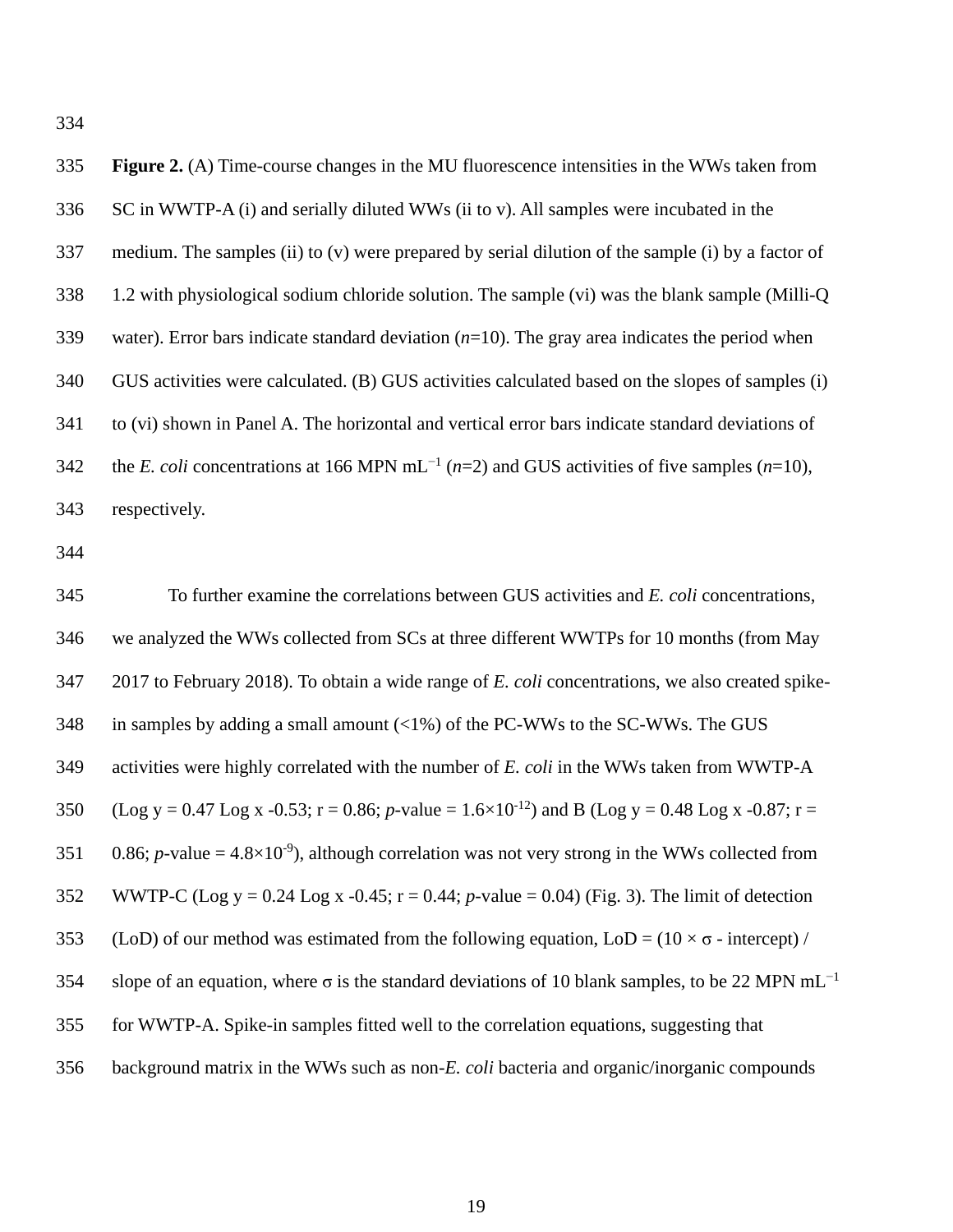**Figure 2.** (A) Time-course changes in the MU fluorescence intensities in the WWs taken from SC in WWTP-A (i) and serially diluted WWs (ii to v). All samples were incubated in the medium. The samples (ii) to (v) were prepared by serial dilution of the sample (i) by a factor of 1.2 with physiological sodium chloride solution. The sample (vi) was the blank sample (Milli-Q water). Error bars indicate standard deviation ($n$=10). The gray area indicates the period when GUS activities were calculated. (B) GUS activities calculated based on the slopes of samples (i) to (vi) shown in Panel A. The horizontal and vertical error bars indicate standard deviations of the *E. coli* concentrations at 166 MPN $mL^{-1}$ ($n$=2) and GUS activities of five samples ($n$=10), respectively.

To further examine the correlations between GUS activities and *E. coli* concentrations, we analyzed the WWs collected from SCs at three different WWTPs for 10 months (from May 2017 to February 2018). To obtain a wide range of *E. coli* concentrations, we also created spike-in samples by adding a small amount (<1%) of the PC-WWs to the SC-WWs. The GUS activities were highly correlated with the number of *E. coli* in the WWs taken from WWTP-A (Log y = 0.47 Log x -0.53; r = 0.86; $p$-value = $1.6 \times 10^{-12}$) and B (Log y = 0.48 Log x -0.87; r = 0.86; $p$-value = $4.8 \times 10^{-9}$), although correlation was not very strong in the WWs collected from WWTP-C (Log y = 0.24 Log x -0.45; r = 0.44; $p$-value = 0.04) (Fig. 3). The limit of detection (LoD) of our method was estimated from the following equation, LoD = $(10 \times \sigma$ - intercept) / slope of an equation, where $\sigma$ is the standard deviations of 10 blank samples, to be 22 MPN $mL^{-1}$ for WWTP-A. Spike-in samples fitted well to the correlation equations, suggesting that background matrix in the WWs such as non-*E. coli* bacteria and organic/inorganic compounds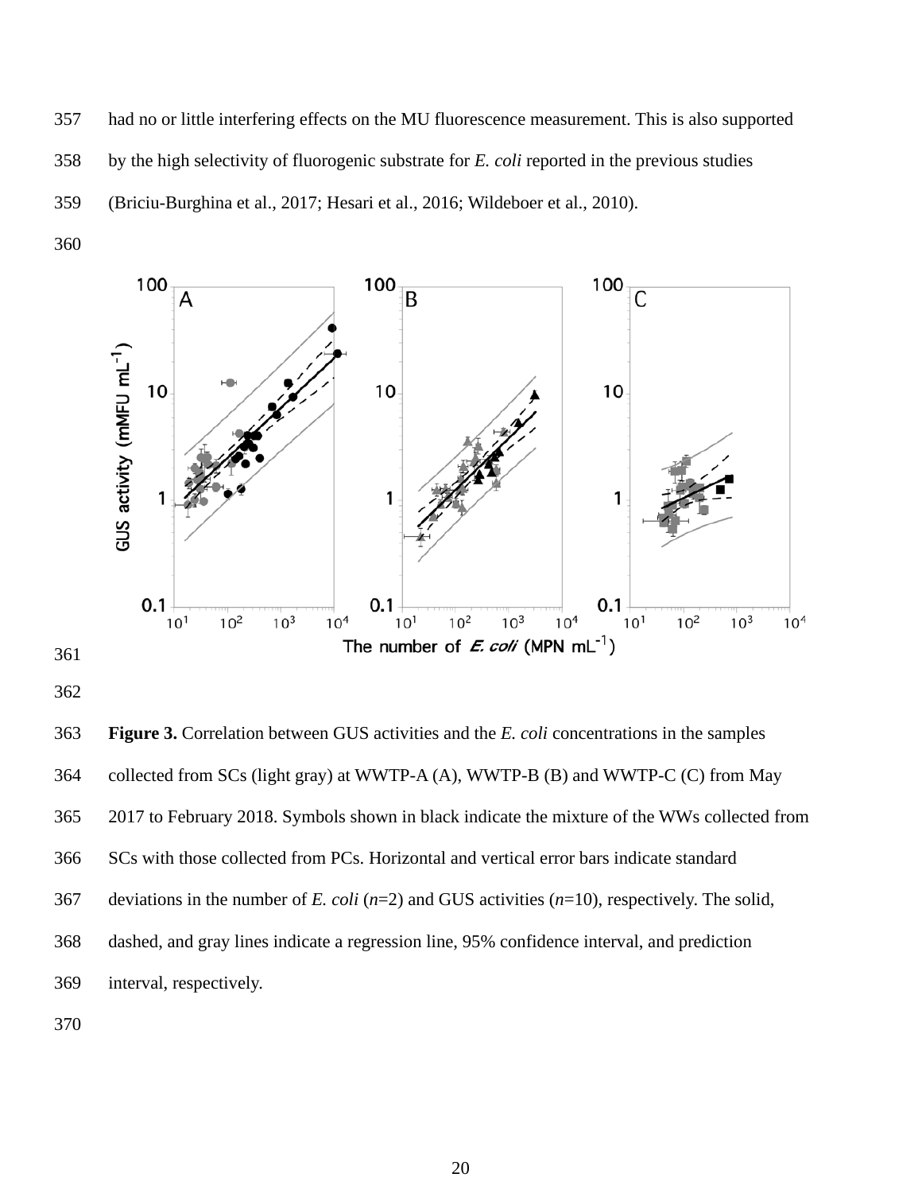had no or little interfering effects on the MU fluorescence measurement. This is also supported by the high selectivity of fluorogenic substrate for *E. coli* reported in the previous studies (Briciu-Burghina et al., 2017; Hesari et al., 2016; Wildeboer et al., 2010).

**Figure 3.** Correlation between GUS activities and the *E. coli* concentrations in the samples collected from SCs (light gray) at WWTP-A (A), WWTP-B (B) and WWTP-C (C) from May 2017 to February 2018. Symbols shown in black indicate the mixture of the WWs collected from SCs with those collected from PCs. Horizontal and vertical error bars indicate standard deviations in the number of *E. coli* ($n$=2) and GUS activities ($n$=10), respectively. The solid, dashed, and gray lines indicate a regression line, 95% confidence interval, and prediction interval, respectively.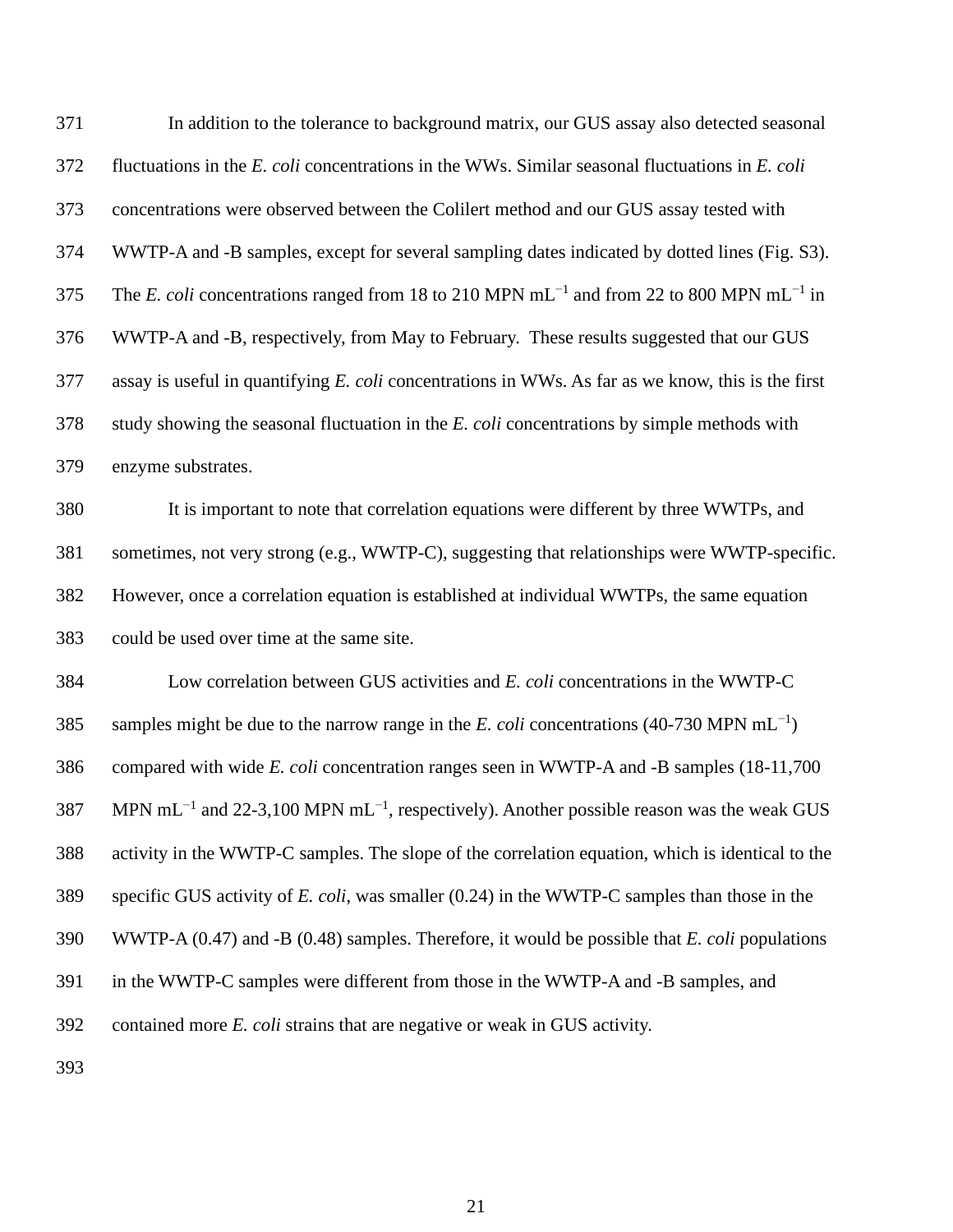In addition to the tolerance to background matrix, our GUS assay also detected seasonal fluctuations in the *E. coli* concentrations in the WWs. Similar seasonal fluctuations in *E. coli* concentrations were observed between the Colilert method and our GUS assay tested with WWTP-A and -B samples, except for several sampling dates indicated by dotted lines (Fig. S3). The *E. coli* concentrations ranged from 18 to 210 MPN $mL^{-1}$ and from 22 to 800 MPN $mL^{-1}$ in WWTP-A and -B, respectively, from May to February. These results suggested that our GUS assay is useful in quantifying *E. coli* concentrations in WWs. As far as we know, this is the first study showing the seasonal fluctuation in the *E. coli* concentrations by simple methods with enzyme substrates.

It is important to note that correlation equations were different by three WWTPs, and sometimes, not very strong (e.g., WWTP-C), suggesting that relationships were WWTP-specific. However, once a correlation equation is established at individual WWTPs, the same equation could be used over time at the same site.

Low correlation between GUS activities and *E. coli* concentrations in the WWTP-C samples might be due to the narrow range in the *E. coli* concentrations (40-730 MPN $mL^{-1}$) compared with wide *E. coli* concentration ranges seen in WWTP-A and -B samples (18-11,700 MPN $mL^{-1}$ and 22-3,100 MPN $mL^{-1}$, respectively). Another possible reason was the weak GUS activity in the WWTP-C samples. The slope of the correlation equation, which is identical to the specific GUS activity of *E. coli*, was smaller (0.24) in the WWTP-C samples than those in the WWTP-A (0.47) and -B (0.48) samples. Therefore, it would be possible that *E. coli* populations in the WWTP-C samples were different from those in the WWTP-A and -B samples, and contained more *E. coli* strains that are negative or weak in GUS activity.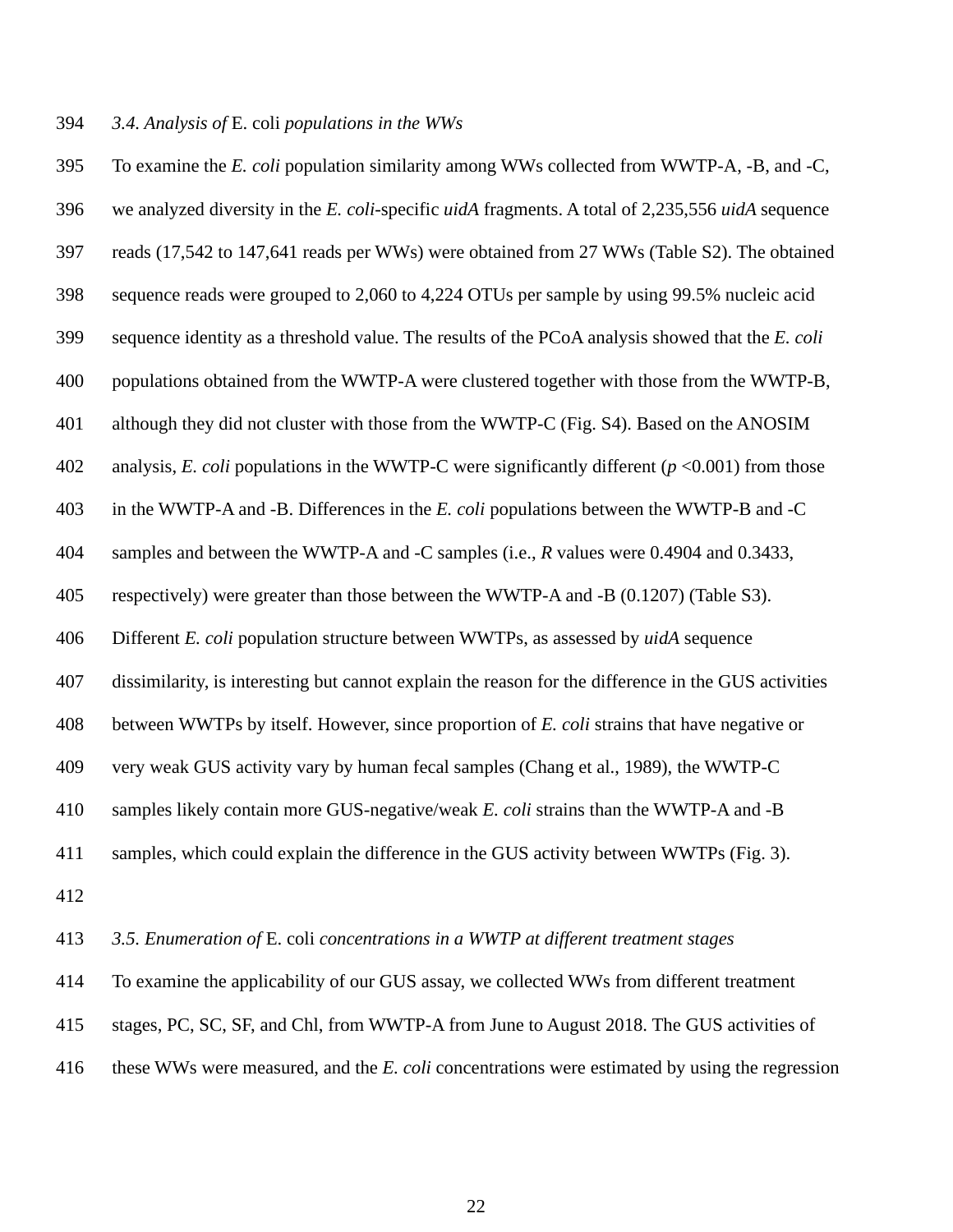### 3.4. Analysis of E. coli populations in the WWs

To examine the *E. coli* population similarity among WWs collected from WWTP-A, -B, and -C, we analyzed diversity in the *E. coli*-specific *uidA* fragments. A total of 2,235,556 *uidA* sequence reads (17,542 to 147,641 reads per WWs) were obtained from 27 WWs (Table S2). The obtained sequence reads were grouped to 2,060 to 4,224 OTUs per sample by using 99.5% nucleic acid sequence identity as a threshold value. The results of the PCoA analysis showed that the *E. coli* populations obtained from the WWTP-A were clustered together with those from the WWTP-B, although they did not cluster with those from the WWTP-C (Fig. S4). Based on the ANOSIM analysis, *E. coli* populations in the WWTP-C were significantly different ($p$ <0.001) from those in the WWTP-A and -B. Differences in the *E. coli* populations between the WWTP-B and -C samples and between the WWTP-A and -C samples (i.e., $R$ values were 0.4904 and 0.3433, respectively) were greater than those between the WWTP-A and -B (0.1207) (Table S3). Different *E. coli* population structure between WWTPs, as assessed by *uidA* sequence dissimilarity, is interesting but cannot explain the reason for the difference in the GUS activities between WWTPs by itself. However, since proportion of *E. coli* strains that have negative or very weak GUS activity vary by human fecal samples (Chang et al., 1989), the WWTP-C samples likely contain more GUS-negative/weak *E. coli* strains than the WWTP-A and -B samples, which could explain the difference in the GUS activity between WWTPs (Fig. 3).

### 3.5. Enumeration of E. coli concentrations in a WWTP at different treatment stages

To examine the applicability of our GUS assay, we collected WWs from different treatment stages, PC, SC, SF, and Chl, from WWTP-A from June to August 2018. The GUS activities of these WWs were measured, and the *E. coli* concentrations were estimated by using the regression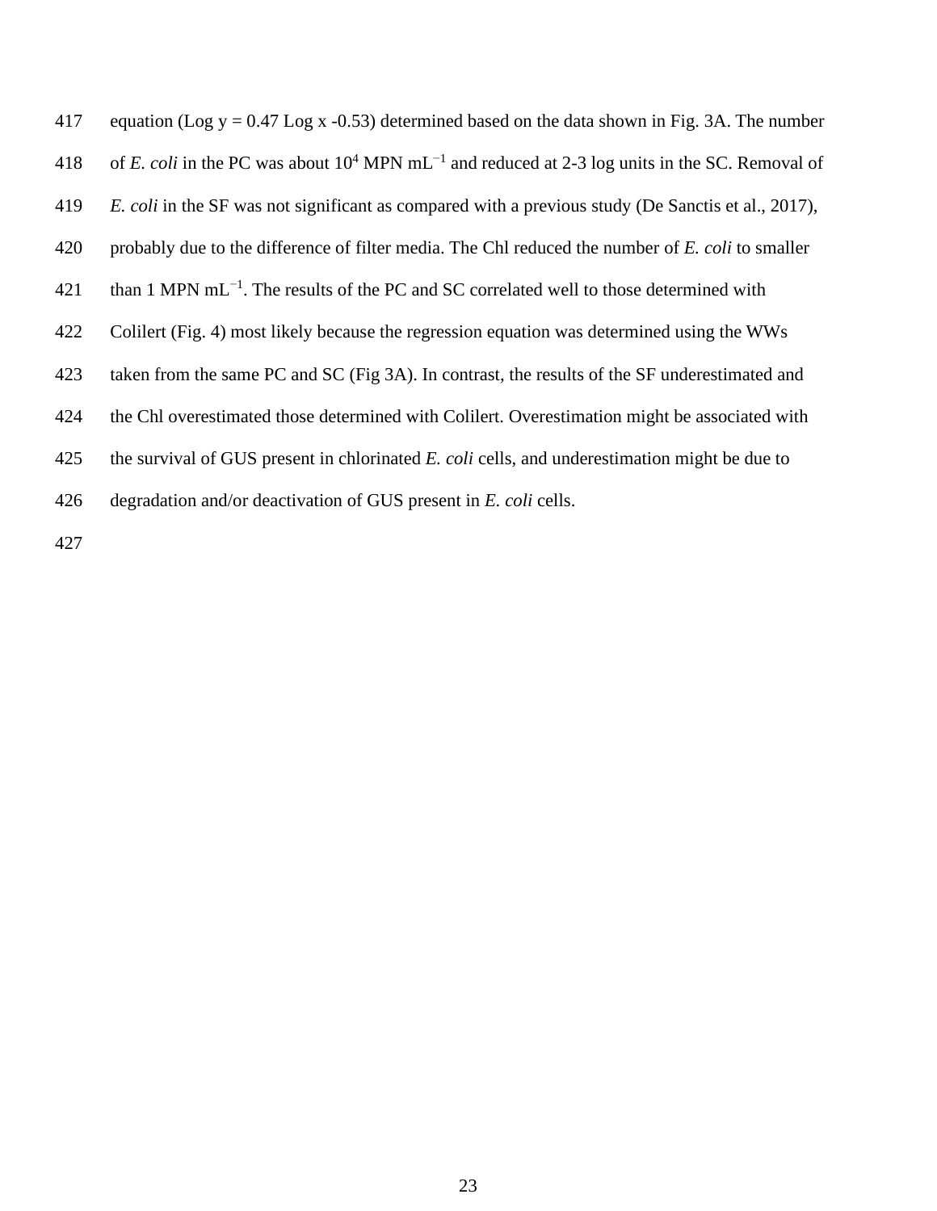equation (Log y = 0.47 Log x -0.53) determined based on the data shown in Fig. 3A. The number of *E. coli* in the PC was about $10^4$ MPN $mL^{-1}$ and reduced at 2-3 log units in the SC. Removal of *E. coli* in the SF was not significant as compared with a previous study (De Sanctis et al., 2017), probably due to the difference of filter media. The Chl reduced the number of *E. coli* to smaller than 1 MPN $mL^{-1}$. The results of the PC and SC correlated well to those determined with Colilert (Fig. 4) most likely because the regression equation was determined using the WWs taken from the same PC and SC (Fig 3A). In contrast, the results of the SF underestimated and the Chl overestimated those determined with Colilert. Overestimation might be associated with the survival of GUS present in chlorinated *E. coli* cells, and underestimation might be due to degradation and/or deactivation of GUS present in *E. coli* cells.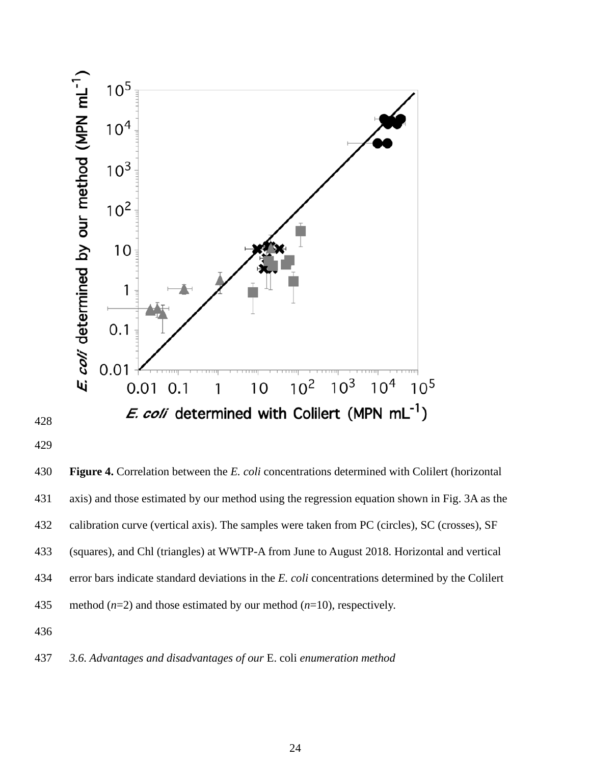**Figure 4.** Correlation between the *E. coli* concentrations determined with Colilert (horizontal axis) and those estimated by our method using the regression equation shown in Fig. 3A as the calibration curve (vertical axis). The samples were taken from PC (circles), SC (crosses), SF (squares), and Chl (triangles) at WWTP-A from June to August 2018. Horizontal and vertical error bars indicate standard deviations in the *E. coli* concentrations determined by the Colilert method ($n$=2) and those estimated by our method ($n$=10), respectively.

### *3.6. Advantages and disadvantages of our* E. coli *enumeration method*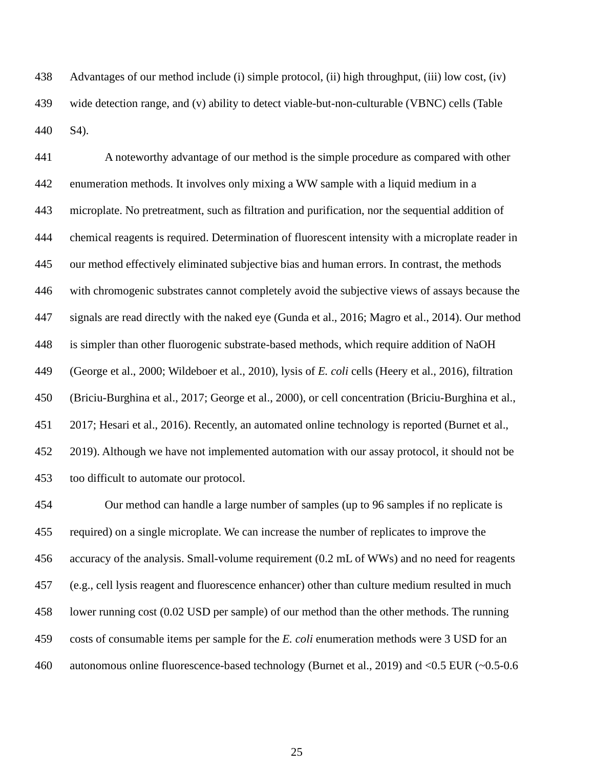Advantages of our method include (i) simple protocol, (ii) high throughput, (iii) low cost, (iv) wide detection range, and (v) ability to detect viable-but-non-culturable (VBNC) cells (Table S4).

A noteworthy advantage of our method is the simple procedure as compared with other enumeration methods. It involves only mixing a WW sample with a liquid medium in a microplate. No pretreatment, such as filtration and purification, nor the sequential addition of chemical reagents is required. Determination of fluorescent intensity with a microplate reader in our method effectively eliminated subjective bias and human errors. In contrast, the methods with chromogenic substrates cannot completely avoid the subjective views of assays because the signals are read directly with the naked eye (Gunda et al., 2016; Magro et al., 2014). Our method is simpler than other fluorogenic substrate-based methods, which require addition of NaOH (George et al., 2000; Wildeboer et al., 2010), lysis of *E. coli* cells (Heery et al., 2016), filtration (Briciu-Burghina et al., 2017; George et al., 2000), or cell concentration (Briciu-Burghina et al., 2017; Hesari et al., 2016). Recently, an automated online technology is reported (Burnet et al., 2019). Although we have not implemented automation with our assay protocol, it should not be too difficult to automate our protocol.

Our method can handle a large number of samples (up to 96 samples if no replicate is required) on a single microplate. We can increase the number of replicates to improve the accuracy of the analysis. Small-volume requirement (0.2 mL of WWs) and no need for reagents (e.g., cell lysis reagent and fluorescence enhancer) other than culture medium resulted in much lower running cost (0.02 USD per sample) of our method than the other methods. The running costs of consumable items per sample for the *E. coli* enumeration methods were 3 USD for an autonomous online fluorescence-based technology (Burnet et al., 2019) and <0.5 EUR (~0.5-0.6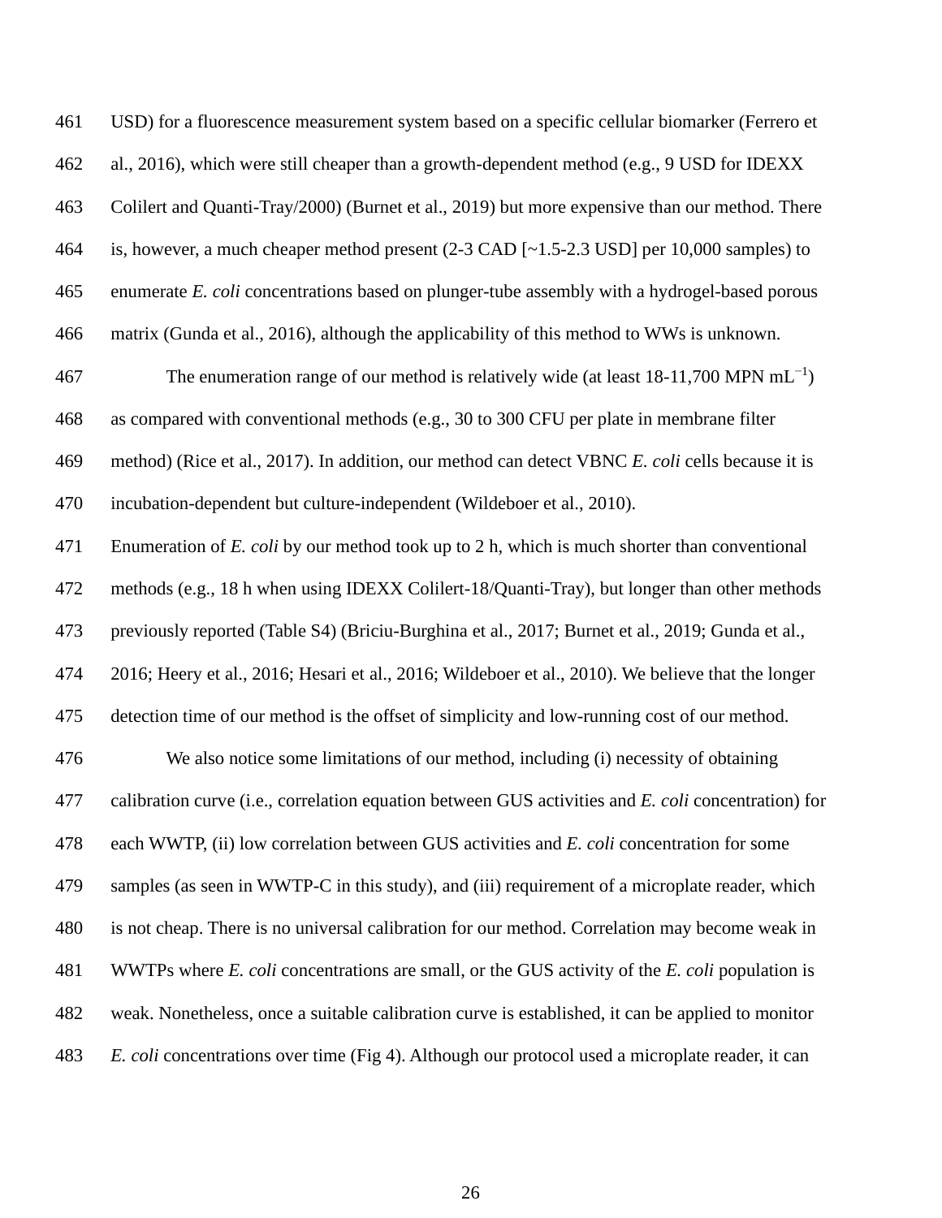USD) for a fluorescence measurement system based on a specific cellular biomarker (Ferrero et al., 2016), which were still cheaper than a growth-dependent method (e.g., 9 USD for IDEXX Colilert and Quanti-Tray/2000) (Burnet et al., 2019) but more expensive than our method. There is, however, a much cheaper method present (2-3 CAD [~1.5-2.3 USD] per 10,000 samples) to enumerate *E. coli* concentrations based on plunger-tube assembly with a hydrogel-based porous matrix (Gunda et al., 2016), although the applicability of this method to WWs is unknown.

The enumeration range of our method is relatively wide (at least 18-11,700 MPN $mL^{-1}$) as compared with conventional methods (e.g., 30 to 300 CFU per plate in membrane filter method) (Rice et al., 2017). In addition, our method can detect VBNC *E. coli* cells because it is incubation-dependent but culture-independent (Wildeboer et al., 2010). Enumeration of *E. coli* by our method took up to 2 h, which is much shorter than conventional methods (e.g., 18 h when using IDEXX Colilert-18/Quanti-Tray), but longer than other methods previously reported (Table S4) (Briciu-Burghina et al., 2017; Burnet et al., 2019; Gunda et al., 2016; Heery et al., 2016; Hesari et al., 2016; Wildeboer et al., 2010). We believe that the longer detection time of our method is the offset of simplicity and low-running cost of our method.

We also notice some limitations of our method, including (i) necessity of obtaining calibration curve (i.e., correlation equation between GUS activities and *E. coli* concentration) for each WWTP, (ii) low correlation between GUS activities and *E. coli* concentration for some samples (as seen in WWTP-C in this study), and (iii) requirement of a microplate reader, which is not cheap. There is no universal calibration for our method. Correlation may become weak in WWTPs where *E. coli* concentrations are small, or the GUS activity of the *E. coli* population is weak. Nonetheless, once a suitable calibration curve is established, it can be applied to monitor *E. coli* concentrations over time (Fig 4). Although our protocol used a microplate reader, it can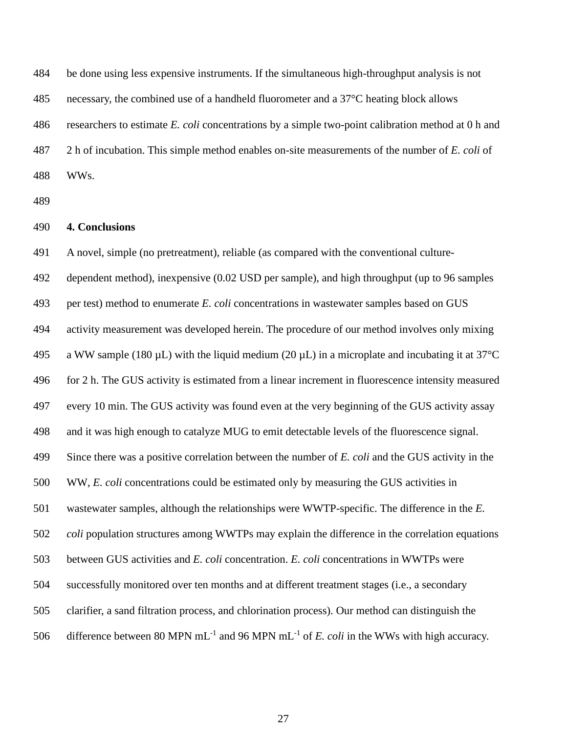be done using less expensive instruments. If the simultaneous high-throughput analysis is not necessary, the combined use of a handheld fluorometer and a 37°C heating block allows researchers to estimate *E. coli* concentrations by a simple two-point calibration method at 0 h and 2 h of incubation. This simple method enables on-site measurements of the number of *E. coli* of WWs.

## 4. Conclusions

A novel, simple (no pretreatment), reliable (as compared with the conventional culture-dependent method), inexpensive (0.02 USD per sample), and high throughput (up to 96 samples per test) method to enumerate *E. coli* concentrations in wastewater samples based on GUS activity measurement was developed herein. The procedure of our method involves only mixing a WW sample (180 µL) with the liquid medium (20 µL) in a microplate and incubating it at 37°C for 2 h. The GUS activity is estimated from a linear increment in fluorescence intensity measured every 10 min. The GUS activity was found even at the very beginning of the GUS activity assay and it was high enough to catalyze MUG to emit detectable levels of the fluorescence signal. Since there was a positive correlation between the number of *E. coli* and the GUS activity in the WW, *E. coli* concentrations could be estimated only by measuring the GUS activities in wastewater samples, although the relationships were WWTP-specific. The difference in the *E. coli* population structures among WWTPs may explain the difference in the correlation equations between GUS activities and *E. coli* concentration. *E. coli* concentrations in WWTPs were successfully monitored over ten months and at different treatment stages (i.e., a secondary clarifier, a sand filtration process, and chlorination process). Our method can distinguish the difference between 80 MPN $mL^{-1}$ and 96 MPN $mL^{-1}$ of *E. coli* in the WWs with high accuracy.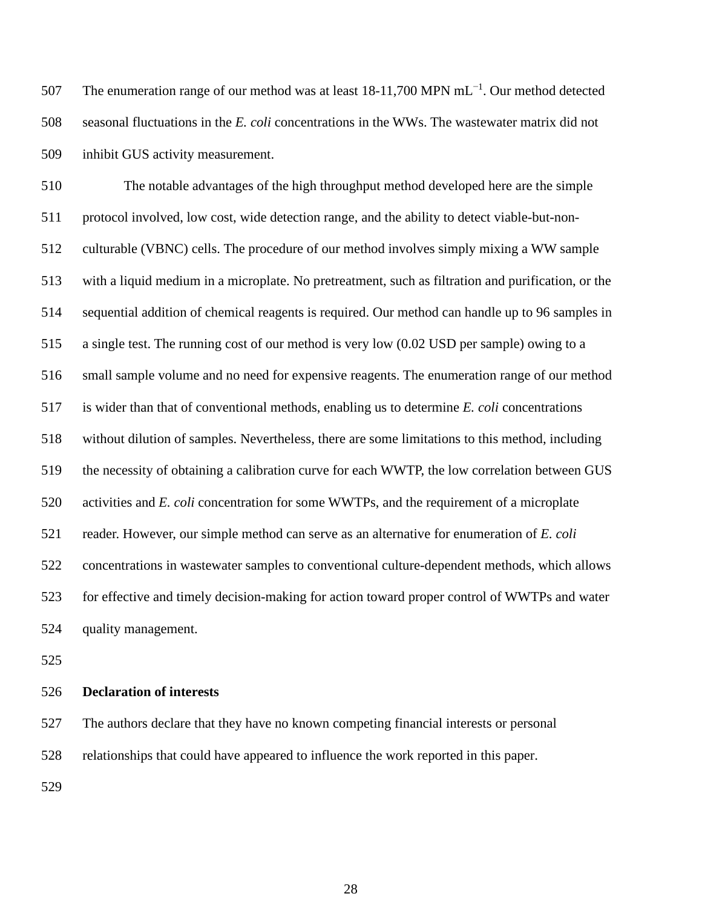The enumeration range of our method was at least 18-11,700 MPN mL$^{-1}$. Our method detected seasonal fluctuations in the *E. coli* concentrations in the WWs. The wastewater matrix did not inhibit GUS activity measurement.

The notable advantages of the high throughput method developed here are the simple protocol involved, low cost, wide detection range, and the ability to detect viable-but-non-culturable (VBNC) cells. The procedure of our method involves simply mixing a WW sample with a liquid medium in a microplate. No pretreatment, such as filtration and purification, or the sequential addition of chemical reagents is required. Our method can handle up to 96 samples in a single test. The running cost of our method is very low (0.02 USD per sample) owing to a small sample volume and no need for expensive reagents. The enumeration range of our method is wider than that of conventional methods, enabling us to determine *E. coli* concentrations without dilution of samples. Nevertheless, there are some limitations to this method, including the necessity of obtaining a calibration curve for each WWTP, the low correlation between GUS activities and *E. coli* concentration for some WWTPs, and the requirement of a microplate reader. However, our simple method can serve as an alternative for enumeration of *E. coli* concentrations in wastewater samples to conventional culture-dependent methods, which allows for effective and timely decision-making for action toward proper control of WWTPs and water quality management.

**Declaration of interests**

The authors declare that they have no known competing financial interests or personal relationships that could have appeared to influence the work reported in this paper.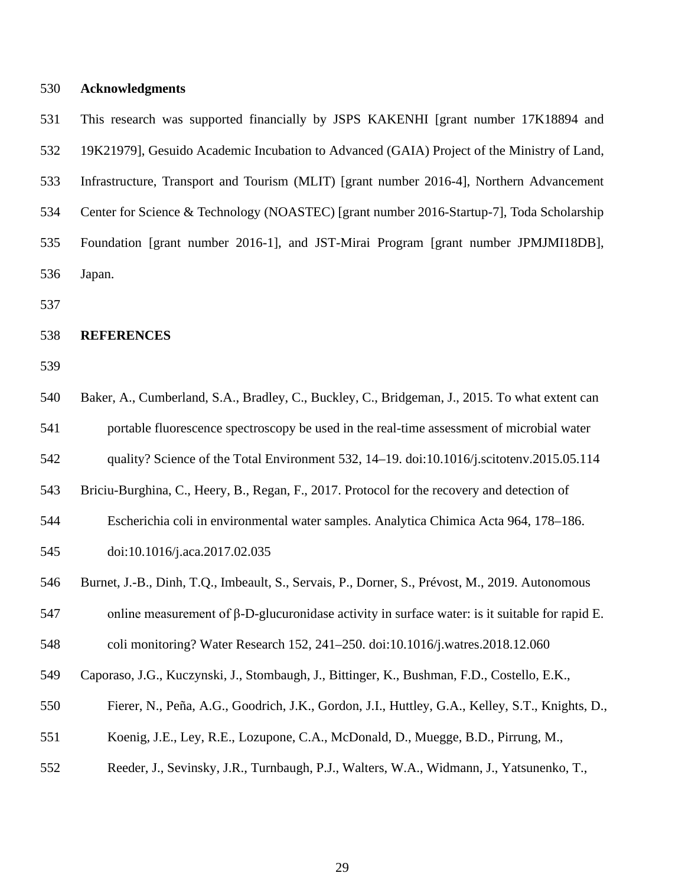## Acknowledgments

This research was supported financially by JSPS KAKENHI [grant number 17K18894 and 19K21979], Gesuido Academic Incubation to Advanced (GAIA) Project of the Ministry of Land, Infrastructure, Transport and Tourism (MLIT) [grant number 2016-4], Northern Advancement Center for Science & Technology (NOASTEC) [grant number 2016-Startup-7], Toda Scholarship Foundation [grant number 2016-1], and JST-Mirai Program [grant number JPMJMI18DB], Japan.

## REFERENCES

Baker, A., Cumberland, S.A., Bradley, C., Buckley, C., Bridgeman, J., 2015. To what extent can portable fluorescence spectroscopy be used in the real-time assessment of microbial water quality? Science of the Total Environment 532, 14–19. doi:10.1016/j.scitotenv.2015.05.114

Briciu-Burghina, C., Heery, B., Regan, F., 2017. Protocol for the recovery and detection of Escherichia coli in environmental water samples. Analytica Chimica Acta 964, 178–186. doi:10.1016/j.aca.2017.02.035

Burnet, J.-B., Dinh, T.Q., Imbeault, S., Servais, P., Dorner, S., Prévost, M., 2019. Autonomous online measurement of β-D-glucuronidase activity in surface water: is it suitable for rapid E. coli monitoring? Water Research 152, 241–250. doi:10.1016/j.watres.2018.12.060

Caporaso, J.G., Kuczynski, J., Stombaugh, J., Bittinger, K., Bushman, F.D., Costello, E.K., Fierer, N., Peña, A.G., Goodrich, J.K., Gordon, J.I., Huttley, G.A., Kelley, S.T., Knights, D., Koenig, J.E., Ley, R.E., Lozupone, C.A., McDonald, D., Muegge, B.D., Pirrung, M., Reeder, J., Sevinsky, J.R., Turnbaugh, P.J., Walters, W.A., Widmann, J., Yatsunenko, T.,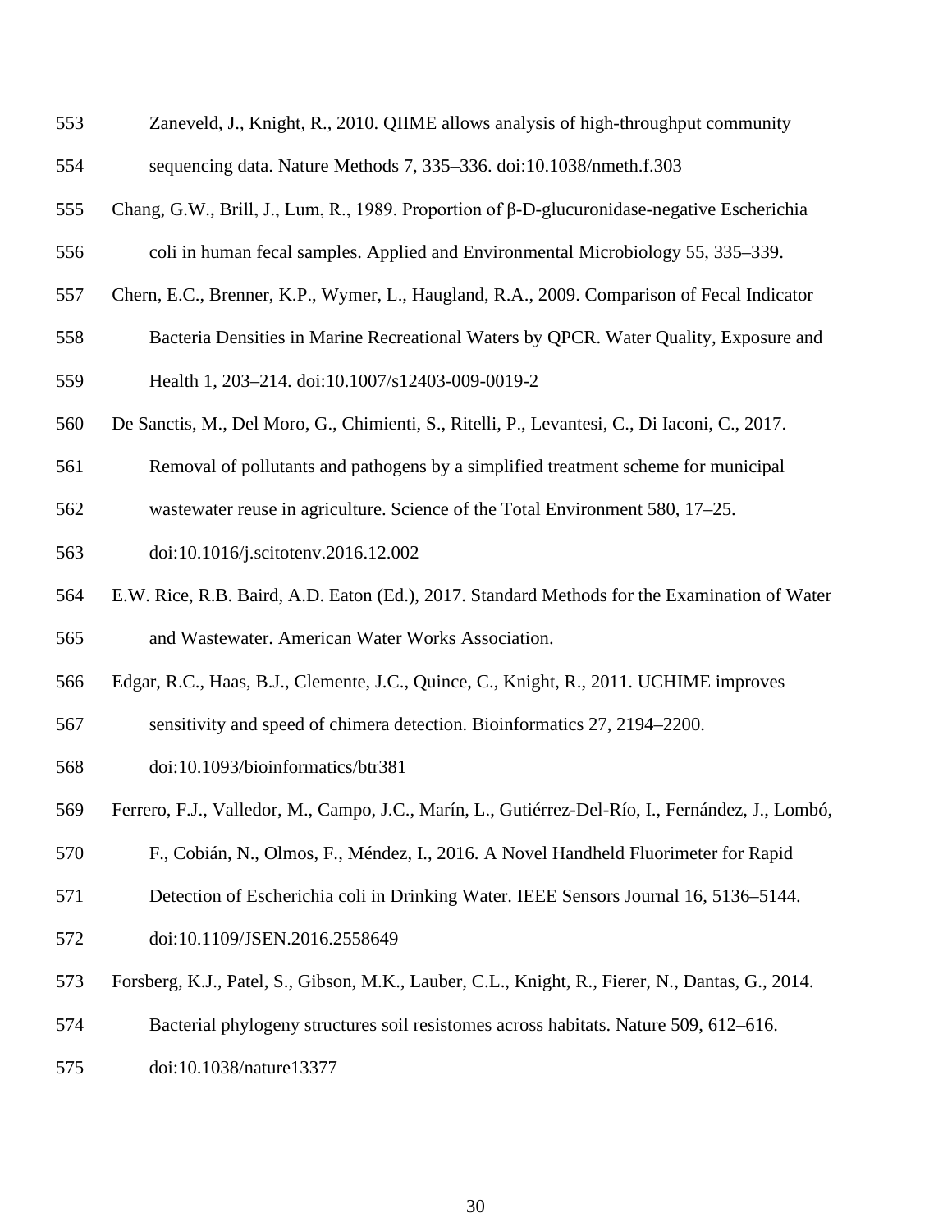Zaneveld, J., Knight, R., 2010. QIIME allows analysis of high-throughput community sequencing data. Nature Methods 7, 335–336. doi:10.1038/nmeth.f.303

Chang, G.W., Brill, J., Lum, R., 1989. Proportion of β-D-glucuronidase-negative Escherichia coli in human fecal samples. Applied and Environmental Microbiology 55, 335–339.

Chern, E.C., Brenner, K.P., Wymer, L., Haugland, R.A., 2009. Comparison of Fecal Indicator Bacteria Densities in Marine Recreational Waters by QPCR. Water Quality, Exposure and Health 1, 203–214. doi:10.1007/s12403-009-0019-2

De Sanctis, M., Del Moro, G., Chimienti, S., Ritelli, P., Levantesi, C., Di Iaconi, C., 2017. Removal of pollutants and pathogens by a simplified treatment scheme for municipal wastewater reuse in agriculture. Science of the Total Environment 580, 17–25. doi:10.1016/j.scitotenv.2016.12.002

E.W. Rice, R.B. Baird, A.D. Eaton (Ed.), 2017. Standard Methods for the Examination of Water and Wastewater. American Water Works Association.

Edgar, R.C., Haas, B.J., Clemente, J.C., Quince, C., Knight, R., 2011. UCHIME improves sensitivity and speed of chimera detection. Bioinformatics 27, 2194–2200. doi:10.1093/bioinformatics/btr381

Ferrero, F.J., Valledor, M., Campo, J.C., Marín, L., Gutiérrez-Del-Río, I., Fernández, J., Lombó, F., Cobián, N., Olmos, F., Méndez, I., 2016. A Novel Handheld Fluorimeter for Rapid Detection of Escherichia coli in Drinking Water. IEEE Sensors Journal 16, 5136–5144. doi:10.1109/JSEN.2016.2558649

Forsberg, K.J., Patel, S., Gibson, M.K., Lauber, C.L., Knight, R., Fierer, N., Dantas, G., 2014. Bacterial phylogeny structures soil resistomes across habitats. Nature 509, 612–616. doi:10.1038/nature13377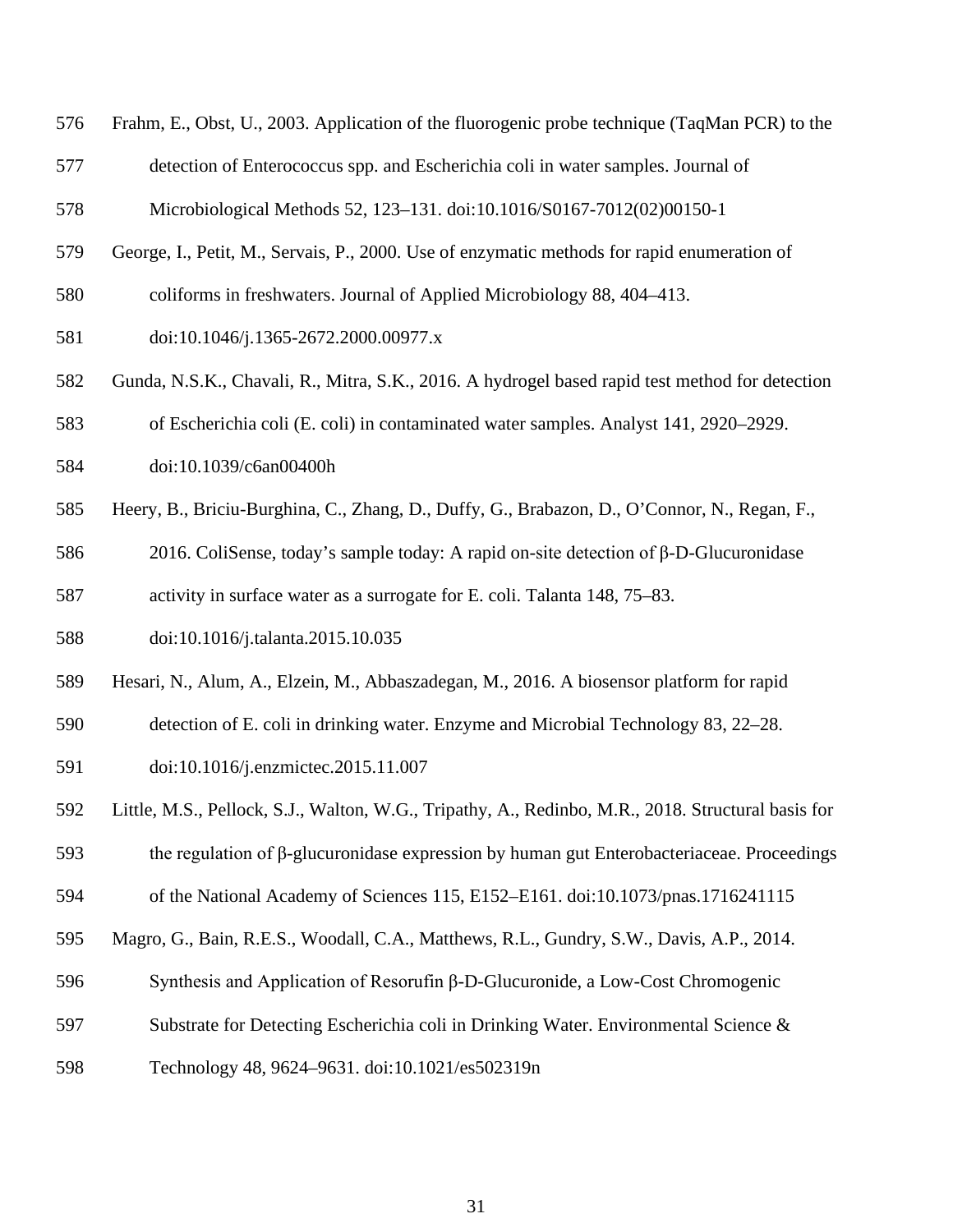Frahm, E., Obst, U., 2003. Application of the fluorogenic probe technique (TaqMan PCR) to the detection of Enterococcus spp. and Escherichia coli in water samples. Journal of Microbiological Methods 52, 123–131. doi:10.1016/S0167-7012(02)00150-1

George, I., Petit, M., Servais, P., 2000. Use of enzymatic methods for rapid enumeration of coliforms in freshwaters. Journal of Applied Microbiology 88, 404–413. doi:10.1046/j.1365-2672.2000.00977.x

Gunda, N.S.K., Chavali, R., Mitra, S.K., 2016. A hydrogel based rapid test method for detection of Escherichia coli (E. coli) in contaminated water samples. Analyst 141, 2920–2929. doi:10.1039/c6an00400h

Heery, B., Briciu-Burghina, C., Zhang, D., Duffy, G., Brabazon, D., O'Connor, N., Regan, F., 2016. ColiSense, today's sample today: A rapid on-site detection of β-D-Glucuronidase activity in surface water as a surrogate for E. coli. Talanta 148, 75–83. doi:10.1016/j.talanta.2015.10.035

Hesari, N., Alum, A., Elzein, M., Abbaszadegan, M., 2016. A biosensor platform for rapid detection of E. coli in drinking water. Enzyme and Microbial Technology 83, 22–28. doi:10.1016/j.enzmictec.2015.11.007

Little, M.S., Pellock, S.J., Walton, W.G., Tripathy, A., Redinbo, M.R., 2018. Structural basis for the regulation of β-glucuronidase expression by human gut Enterobacteriaceae. Proceedings of the National Academy of Sciences 115, E152–E161. doi:10.1073/pnas.1716241115

Magro, G., Bain, R.E.S., Woodall, C.A., Matthews, R.L., Gundry, S.W., Davis, A.P., 2014. Synthesis and Application of Resorufin β-D-Glucuronide, a Low-Cost Chromogenic Substrate for Detecting Escherichia coli in Drinking Water. Environmental Science & Technology 48, 9624–9631. doi:10.1021/es502319n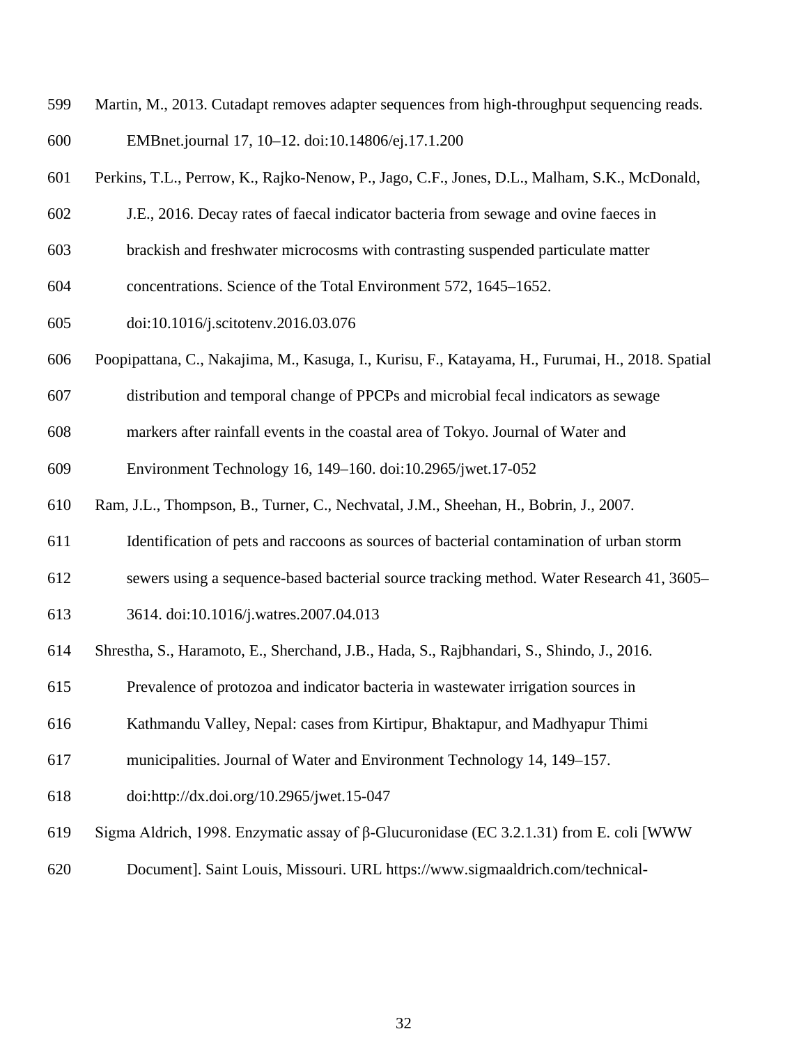Martin, M., 2013. Cutadapt removes adapter sequences from high-throughput sequencing reads. EMBnet.journal 17, 10–12. doi:10.14806/ej.17.1.200

Perkins, T.L., Perrow, K., Rajko-Nenow, P., Jago, C.F., Jones, D.L., Malham, S.K., McDonald, J.E., 2016. Decay rates of faecal indicator bacteria from sewage and ovine faeces in brackish and freshwater microcosms with contrasting suspended particulate matter concentrations. Science of the Total Environment 572, 1645–1652. doi:10.1016/j.scitotenv.2016.03.076

Poopipattana, C., Nakajima, M., Kasuga, I., Kurisu, F., Katayama, H., Furumai, H., 2018. Spatial distribution and temporal change of PPCPs and microbial fecal indicators as sewage markers after rainfall events in the coastal area of Tokyo. Journal of Water and Environment Technology 16, 149–160. doi:10.2965/jwet.17-052

Ram, J.L., Thompson, B., Turner, C., Nechvatal, J.M., Sheehan, H., Bobrin, J., 2007. Identification of pets and raccoons as sources of bacterial contamination of urban storm sewers using a sequence-based bacterial source tracking method. Water Research 41, 3605–3614. doi:10.1016/j.watres.2007.04.013

Shrestha, S., Haramoto, E., Sherchand, J.B., Hada, S., Rajbhandari, S., Shindo, J., 2016. Prevalence of protozoa and indicator bacteria in wastewater irrigation sources in Kathmandu Valley, Nepal: cases from Kirtipur, Bhaktapur, and Madhyapur Thimi municipalities. Journal of Water and Environment Technology 14, 149–157. doi:http://dx.doi.org/10.2965/jwet.15-047

Sigma Aldrich, 1998. Enzymatic assay of β-Glucuronidase (EC 3.2.1.31) from E. coli [WWW Document]. Saint Louis, Missouri. URL https://www.sigmaaldrich.com/technical-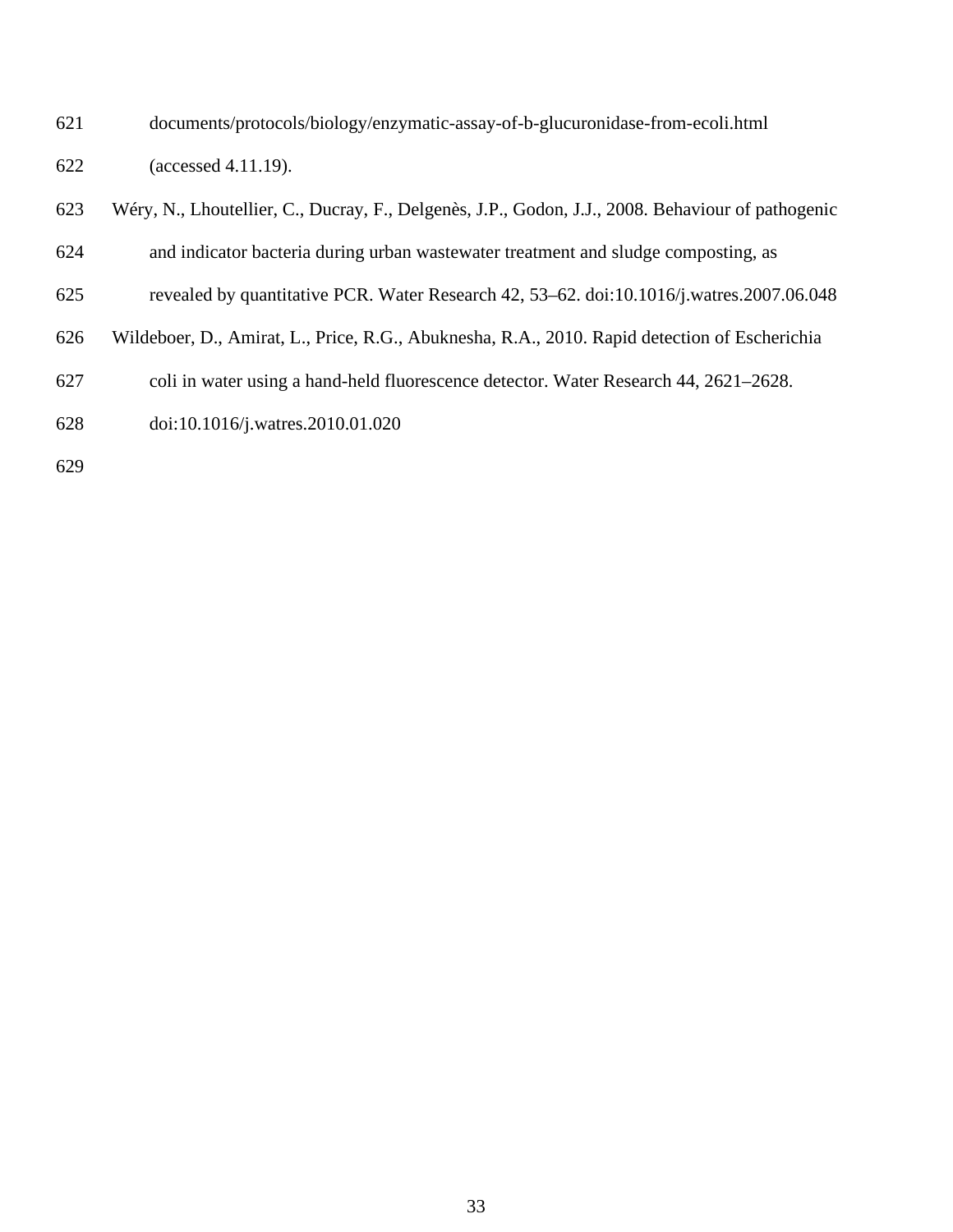documents/protocols/biology/enzymatic-assay-of-b-glucuronidase-from-ecoli.html (accessed 4.11.19).

Wéry, N., Lhoutellier, C., Ducray, F., Delgenès, J.P., Godon, J.J., 2008. Behaviour of pathogenic and indicator bacteria during urban wastewater treatment and sludge composting, as revealed by quantitative PCR. Water Research 42, 53–62. doi:10.1016/j.watres.2007.06.048

Wildeboer, D., Amirat, L., Price, R.G., Abuknesha, R.A., 2010. Rapid detection of Escherichia coli in water using a hand-held fluorescence detector. Water Research 44, 2621–2628. doi:10.1016/j.watres.2010.01.020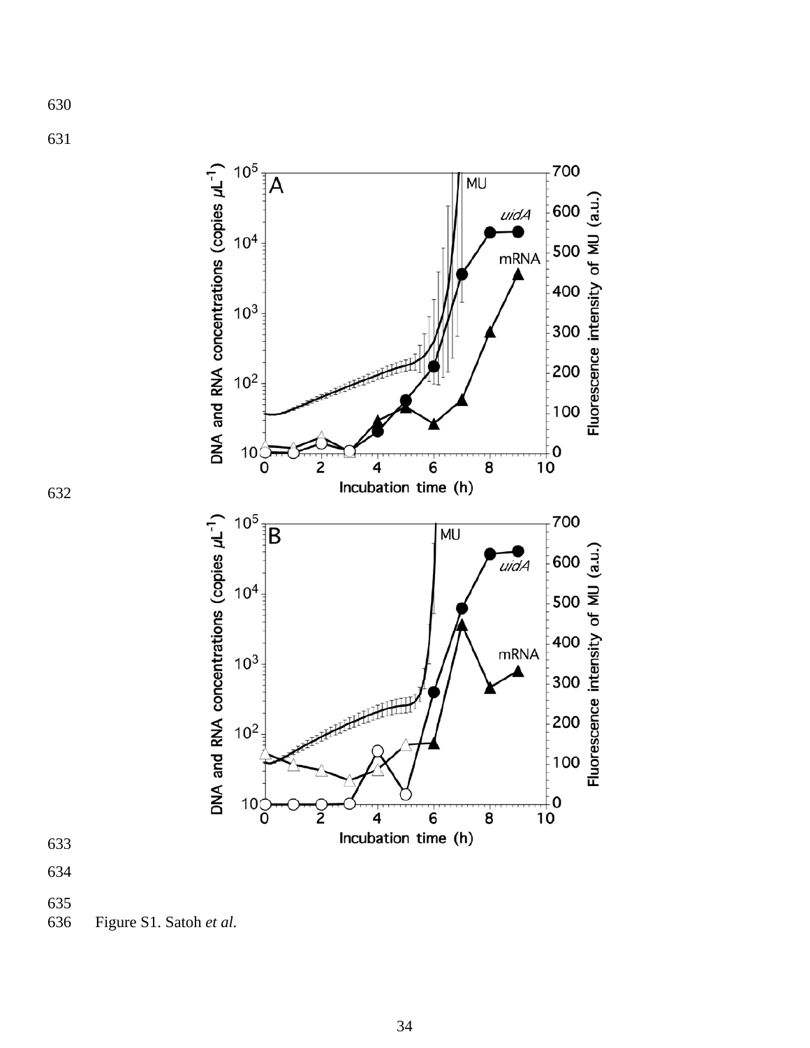Figure S1. Satoh *et al.*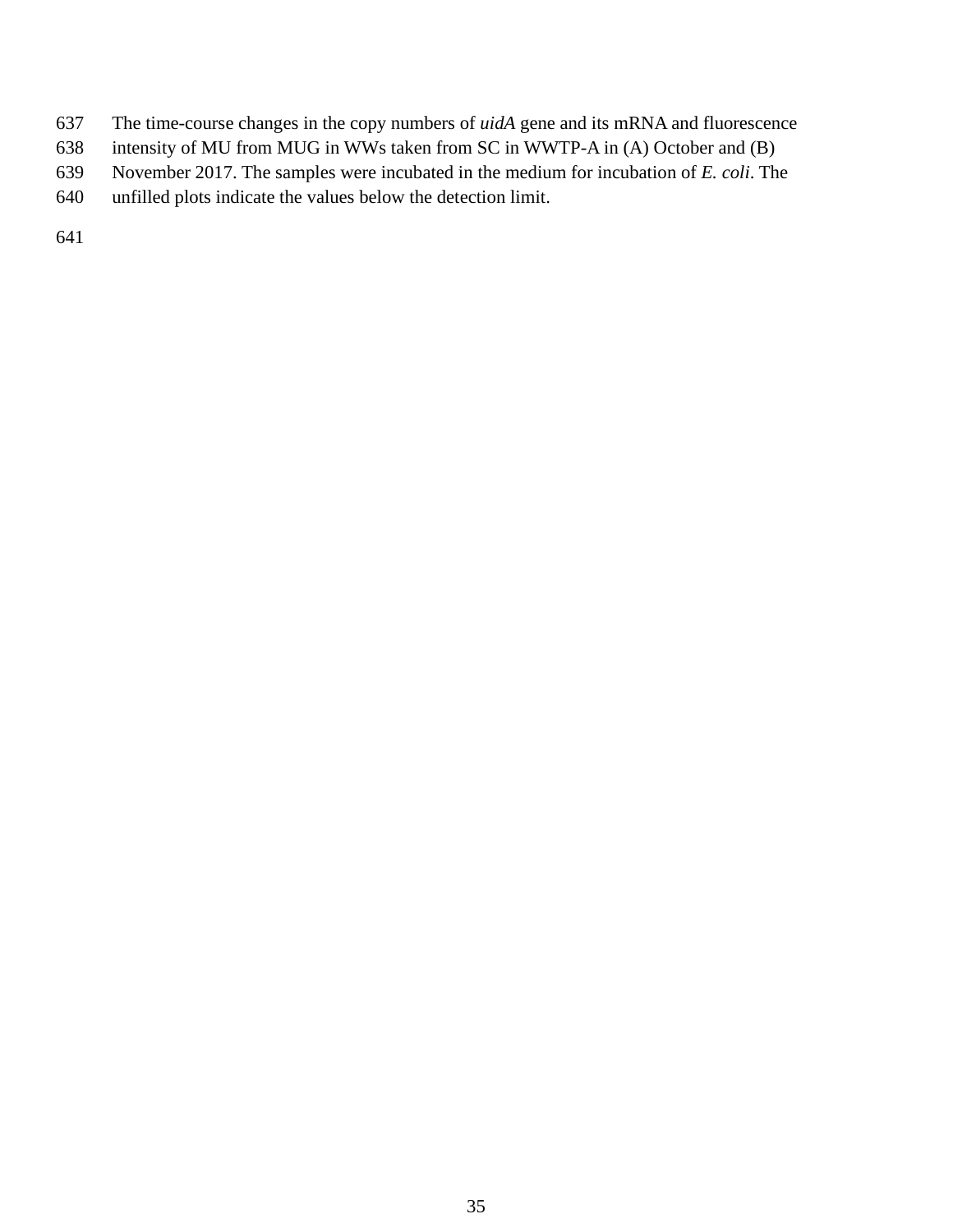The time-course changes in the copy numbers of *uidA* gene and its mRNA and fluorescence intensity of MU from MUG in WWs taken from SC in WWTP-A in (A) October and (B) November 2017. The samples were incubated in the medium for incubation of *E. coli*. The unfilled plots indicate the values below the detection limit.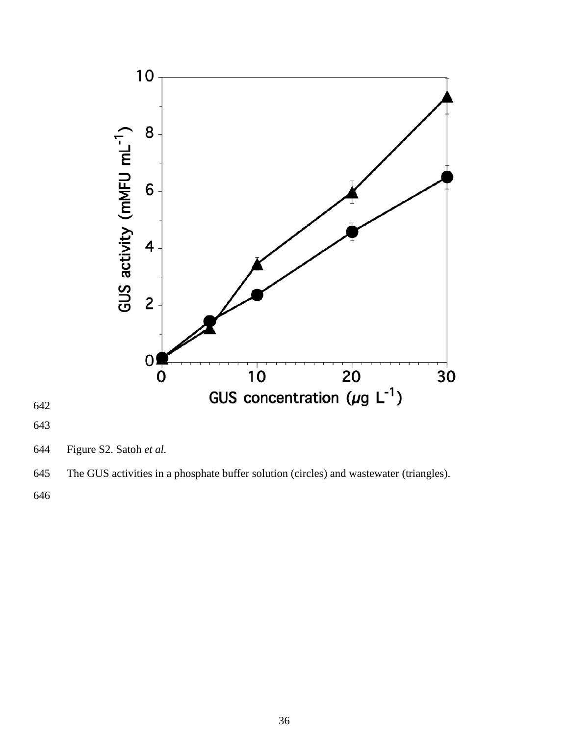Figure S2. Satoh *et al.*

The GUS activities in a phosphate buffer solution (circles) and wastewater (triangles).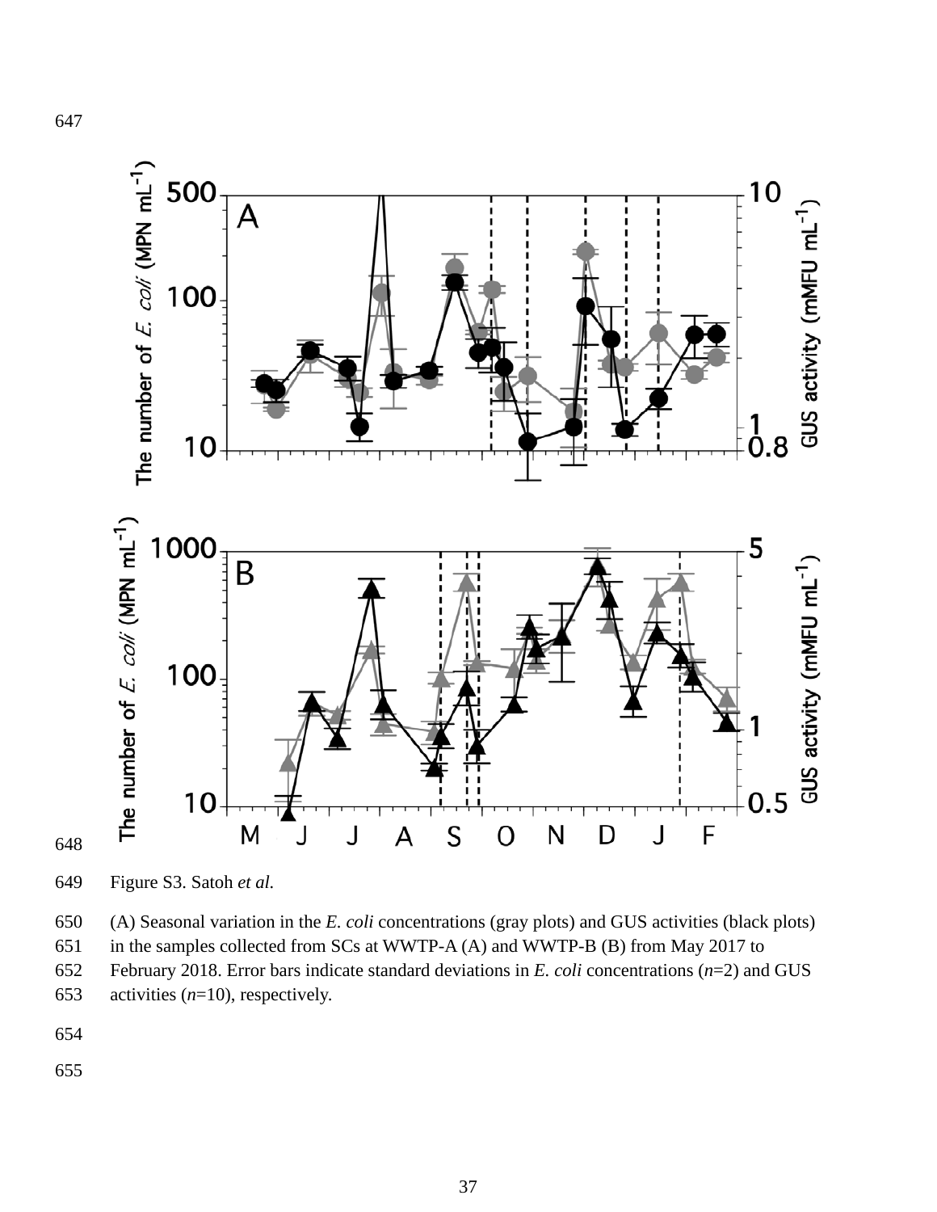Figure S3. Satoh *et al.*

(A) Seasonal variation in the *E. coli* concentrations (gray plots) and GUS activities (black plots) in the samples collected from SCs at WWTP-A (A) and WWTP-B (B) from May 2017 to February 2018. Error bars indicate standard deviations in *E. coli* concentrations ($n$=2) and GUS activities ($n$=10), respectively.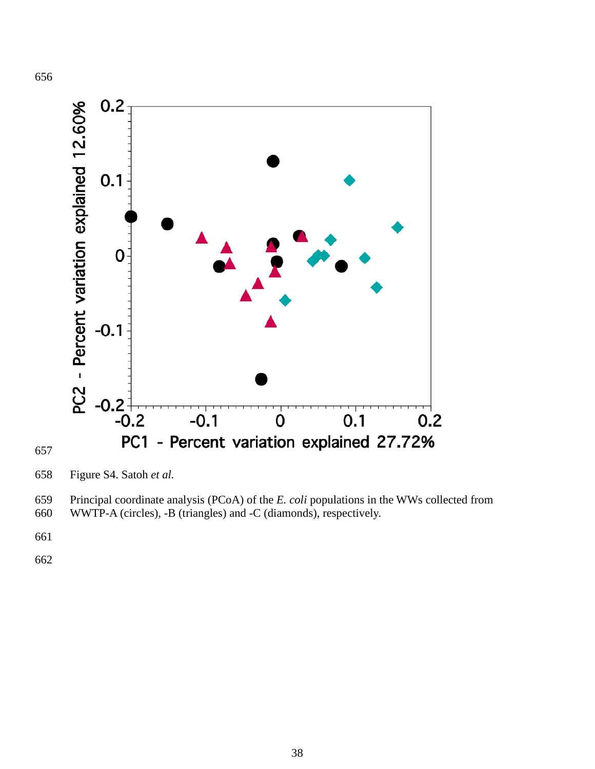Figure S4. Satoh *et al.*

Principal coordinate analysis (PCoA) of the *E. coli* populations in the WWs collected from WWTP-A (circles), -B (triangles) and -C (diamonds), respectively.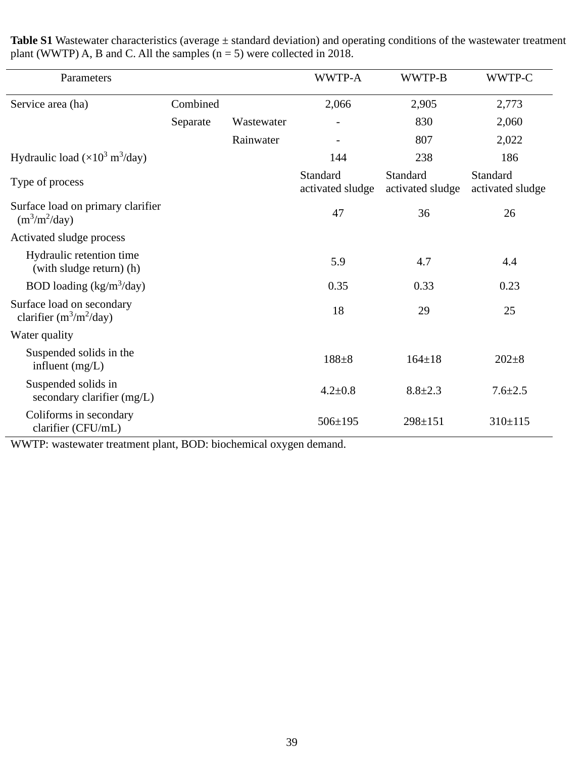**Table S1** Wastewater characteristics (average ± standard deviation) and operating conditions of the wastewater treatment plant (WWTP) A, B and C. All the samples (n = 5) were collected in 2018.

| Parameters | | | WWTP-A | WWTP-B | WWTP-C |
|---|---|---|---|---|---|
| Service area (ha) | Combined | | 2,066 | 2,905 | 2,773 |
| | Separate | Wastewater | - | 830 | 2,060 |
| | | Rainwater | - | 807 | 2,022 |
| Hydraulic load ($\times 10^3$ $m^3$/day) | | | 144 | 238 | 186 |
| Type of process | | | Standard activated sludge | Standard activated sludge | Standard activated sludge |
| Surface load on primary clarifier ($m^3/m^2$/day) | | | 47 | 36 | 26 |
| Activated sludge process | | | | | |
| Hydraulic retention time (with sludge return) (h) | | | 5.9 | 4.7 | 4.4 |
| BOD loading (kg/$m^3$/day) | | | 0.35 | 0.33 | 0.23 |
| Surface load on secondary clarifier ($m^3/m^2$/day) | | | 18 | 29 | 25 |
| Water quality | | | | | |
| Suspended solids in the influent (mg/L) | | | 188±8 | 164±18 | 202±8 |
| Suspended solids in secondary clarifier (mg/L) | | | 4.2±0.8 | 8.8±2.3 | 7.6±2.5 |
| Coliforms in secondary clarifier (CFU/mL) | | | 506±195 | 298±151 | 310±115 |

WWTP: wastewater treatment plant, BOD: biochemical oxygen demand.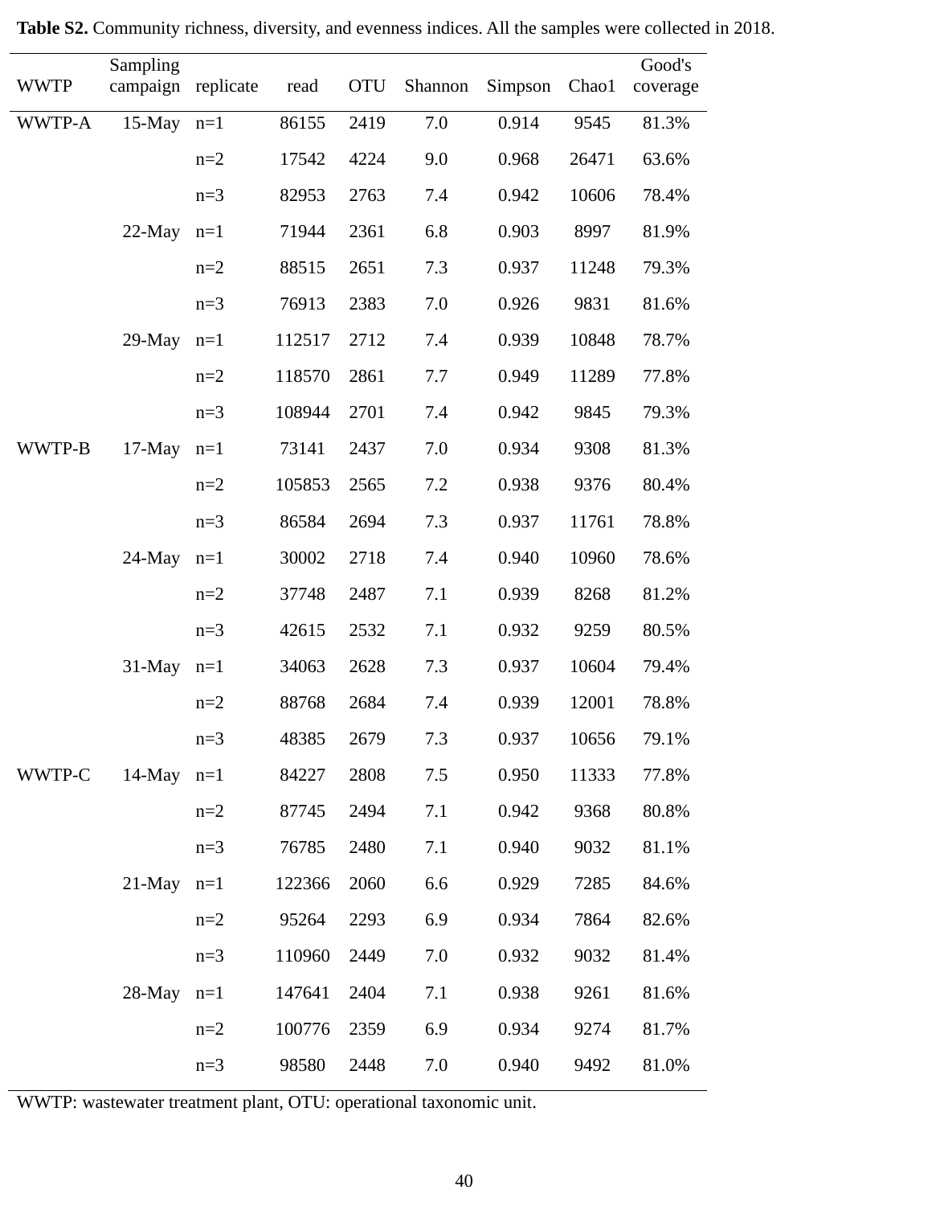**Table S2.** Community richness, diversity, and evenness indices. All the samples were collected in 2018.

| WWTP | Sampling campaign | replicate | read | OTU | Shannon | Simpson | Chao1 | Good's coverage |
|---|---|---|---|---|---|---|---|---|
| WWTP-A | 15-May | n=1 | 86155 | 2419 | 7.0 | 0.914 | 9545 | 81.3% |
| | | n=2 | 17542 | 4224 | 9.0 | 0.968 | 26471 | 63.6% |
| | | n=3 | 82953 | 2763 | 7.4 | 0.942 | 10606 | 78.4% |
| | 22-May | n=1 | 71944 | 2361 | 6.8 | 0.903 | 8997 | 81.9% |
| | | n=2 | 88515 | 2651 | 7.3 | 0.937 | 11248 | 79.3% |
| | | n=3 | 76913 | 2383 | 7.0 | 0.926 | 9831 | 81.6% |
| | 29-May | n=1 | 112517 | 2712 | 7.4 | 0.939 | 10848 | 78.7% |
| | | n=2 | 118570 | 2861 | 7.7 | 0.949 | 11289 | 77.8% |
| | | n=3 | 108944 | 2701 | 7.4 | 0.942 | 9845 | 79.3% |
| WWTP-B | 17-May | n=1 | 73141 | 2437 | 7.0 | 0.934 | 9308 | 81.3% |
| | | n=2 | 105853 | 2565 | 7.2 | 0.938 | 9376 | 80.4% |
| | | n=3 | 86584 | 2694 | 7.3 | 0.937 | 11761 | 78.8% |
| | 24-May | n=1 | 30002 | 2718 | 7.4 | 0.940 | 10960 | 78.6% |
| | | n=2 | 37748 | 2487 | 7.1 | 0.939 | 8268 | 81.2% |
| | | n=3 | 42615 | 2532 | 7.1 | 0.932 | 9259 | 80.5% |
| | 31-May | n=1 | 34063 | 2628 | 7.3 | 0.937 | 10604 | 79.4% |
| | | n=2 | 88768 | 2684 | 7.4 | 0.939 | 12001 | 78.8% |
| | | n=3 | 48385 | 2679 | 7.3 | 0.937 | 10656 | 79.1% |
| WWTP-C | 14-May | n=1 | 84227 | 2808 | 7.5 | 0.950 | 11333 | 77.8% |
| | | n=2 | 87745 | 2494 | 7.1 | 0.942 | 9368 | 80.8% |
| | | n=3 | 76785 | 2480 | 7.1 | 0.940 | 9032 | 81.1% |
| | 21-May | n=1 | 122366 | 2060 | 6.6 | 0.929 | 7285 | 84.6% |
| | | n=2 | 95264 | 2293 | 6.9 | 0.934 | 7864 | 82.6% |
| | | n=3 | 110960 | 2449 | 7.0 | 0.932 | 9032 | 81.4% |
| | 28-May | n=1 | 147641 | 2404 | 7.1 | 0.938 | 9261 | 81.6% |
| | | n=2 | 100776 | 2359 | 6.9 | 0.934 | 9274 | 81.7% |
| | | n=3 | 98580 | 2448 | 7.0 | 0.940 | 9492 | 81.0% |

WWTP: wastewater treatment plant, OTU: operational taxonomic unit.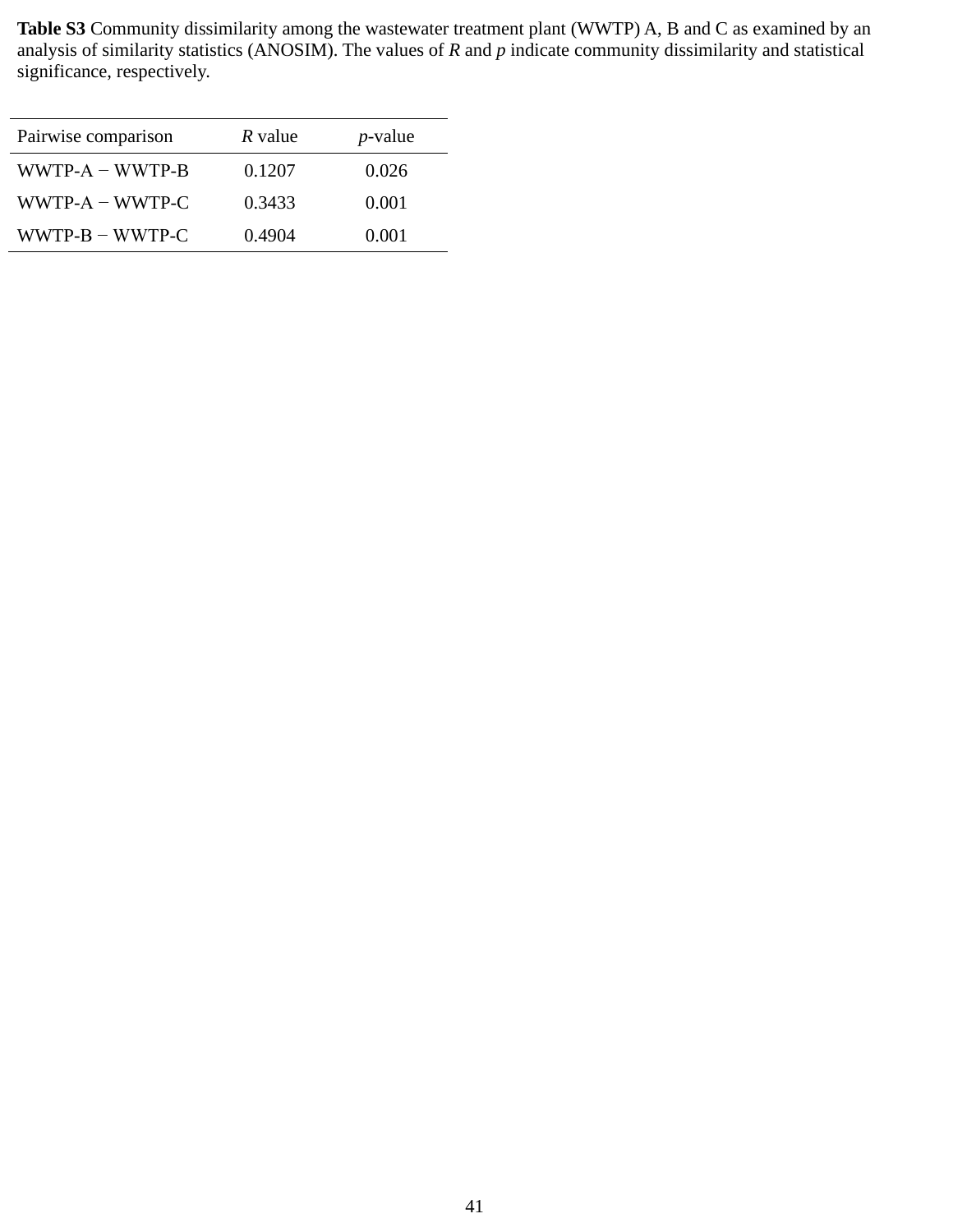**Table S3** Community dissimilarity among the wastewater treatment plant (WWTP) A, B and C as examined by an analysis of similarity statistics (ANOSIM). The values of *R* and *p* indicate community dissimilarity and statistical significance, respectively.

| Pairwise comparison | *R* value | *p*-value |
|---|---|---|
| WWTP-A − WWTP-B | 0.1207 | 0.026 |
| WWTP-A − WWTP-C | 0.3433 | 0.001 |
| WWTP-B − WWTP-C | 0.4904 | 0.001 |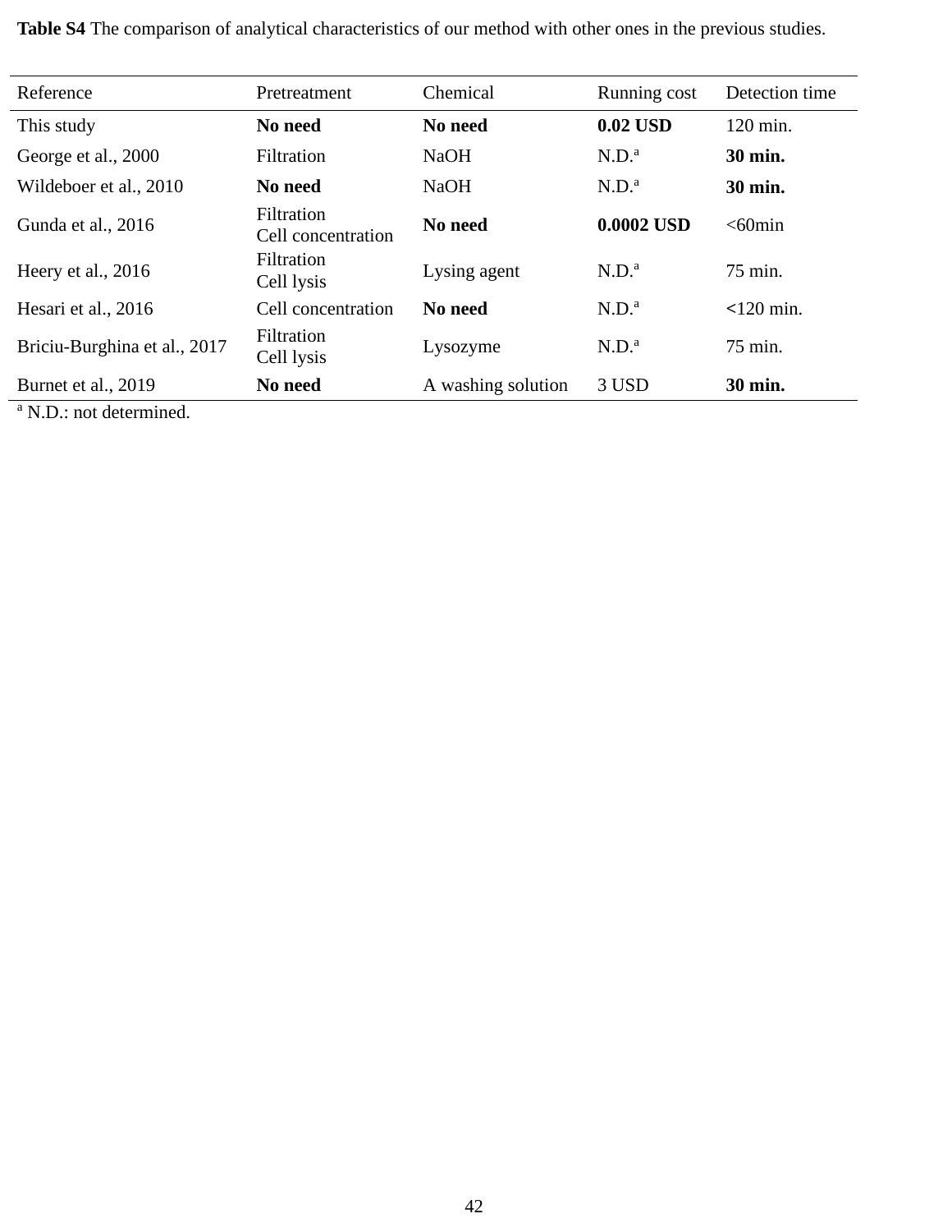**Table S4** The comparison of analytical characteristics of our method with other ones in the previous studies.

| Reference | Pretreatment | Chemical | Running cost | Detection time |
|---|---|---|---|---|
| This study | **No need** | **No need** | **0.02 USD** | 120 min. |
| George et al., 2000 | Filtration | NaOH | N.D.[a] | **30 min.** |
| Wildeboer et al., 2010 | **No need** | NaOH | N.D.[a] | **30 min.** |
| Gunda et al., 2016 | Filtration<br>Cell concentration | **No need** | **0.0002 USD** | <60min |
| Heery et al., 2016 | Filtration<br>Cell lysis | Lysing agent | N.D.[a] | 75 min. |
| Hesari et al., 2016 | Cell concentration | **No need** | N.D.[a] | <120 min. |
| Briciu-Burghina et al., 2017 | Filtration<br>Cell lysis | Lysozyme | N.D.[a] | 75 min. |
| Burnet et al., 2019 | **No need** | A washing solution | 3 USD | **30 min.** |

[a] N.D.: not determined.